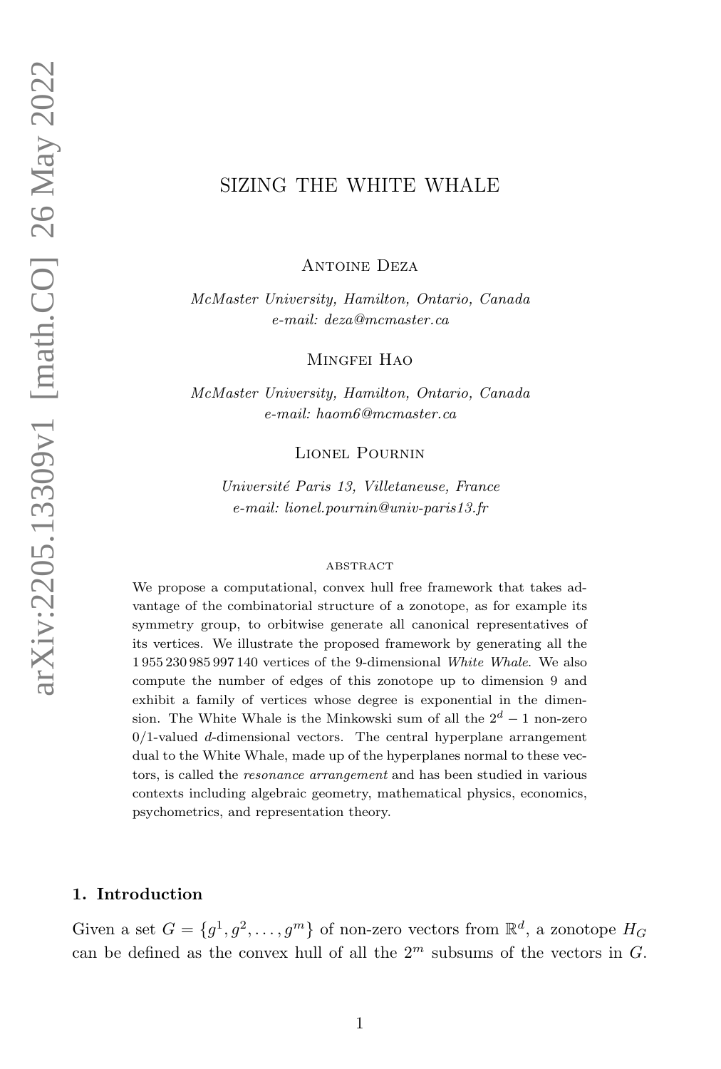# SIZING THE WHITE WHALE

Antoine Deza

*McMaster University, Hamilton, Ontario, Canada*
*e-mail: deza@mcmaster.ca*

Mingfei Hao

*McMaster University, Hamilton, Ontario, Canada*
*e-mail: haom6@mcmaster.ca*

Lionel Pournin

*Université Paris 13, Villetaneuse, France*
*e-mail: lionel.pournin@univ-paris13.fr*

###### abstract

We propose a computational, convex hull free framework that takes advantage of the combinatorial structure of a zonotope, as for example its symmetry group, to orbitwise generate all canonical representatives of its vertices. We illustrate the proposed framework by generating all the 1 955 230 985 997 140 vertices of the 9-dimensional *White Whale*. We also compute the number of edges of this zonotope up to dimension 9 and exhibit a family of vertices whose degree is exponential in the dimension. The White Whale is the Minkowski sum of all the $2^d - 1$ non-zero 0/1-valued $d$-dimensional vectors. The central hyperplane arrangement dual to the White Whale, made up of the hyperplanes normal to these vectors, is called the *resonance arrangement* and has been studied in various contexts including algebraic geometry, mathematical physics, economics, psychometrics, and representation theory.

## 1. Introduction

Given a set $G = \{g^1, g^2, \ldots, g^m\}$ of non-zero vectors from $\mathbb{R}^d$, a zonotope $H_G$ can be defined as the convex hull of all the $2^m$ subsums of the vectors in $G$.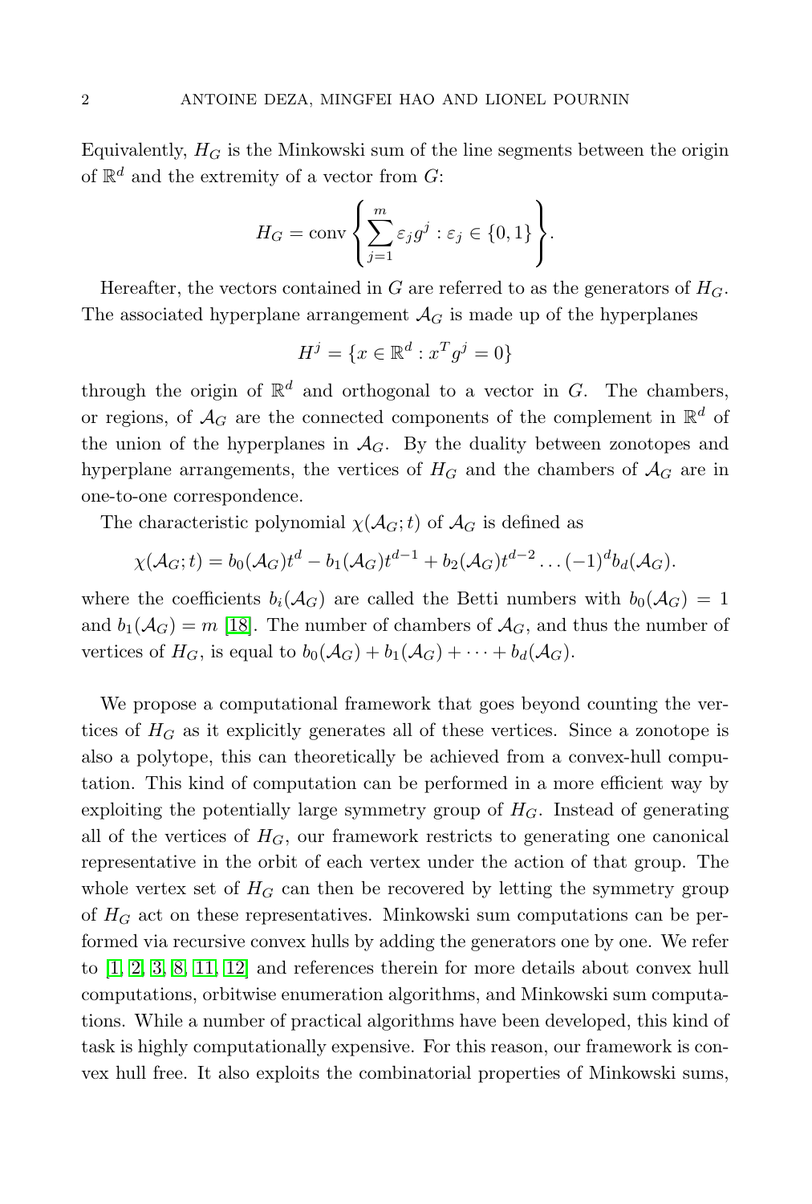Equivalently, $H_G$ is the Minkowski sum of the line segments between the origin of $\mathbb{R}^d$ and the extremity of a vector from $G$:

$$H_G = \text{conv}\left\{\sum_{j=1}^{m} \varepsilon_j g^j : \varepsilon_j \in \{0,1\}\right\}.$$

Hereafter, the vectors contained in $G$ are referred to as the generators of $H_G$. The associated hyperplane arrangement $\mathcal{A}_G$ is made up of the hyperplanes

$$H^j = \{x \in \mathbb{R}^d : x^T g^j = 0\}$$

through the origin of $\mathbb{R}^d$ and orthogonal to a vector in $G$. The chambers, or regions, of $\mathcal{A}_G$ are the connected components of the complement in $\mathbb{R}^d$ of the union of the hyperplanes in $\mathcal{A}_G$. By the duality between zonotopes and hyperplane arrangements, the vertices of $H_G$ and the chambers of $\mathcal{A}_G$ are in one-to-one correspondence.

The characteristic polynomial $\chi(\mathcal{A}_G; t)$ of $\mathcal{A}_G$ is defined as

$$\chi(\mathcal{A}_G; t) = b_0(\mathcal{A}_G)t^d - b_1(\mathcal{A}_G)t^{d-1} + b_2(\mathcal{A}_G)t^{d-2} \dots (-1)^d b_d(\mathcal{A}_G).$$

where the coefficients $b_i(\mathcal{A}_G)$ are called the Betti numbers with $b_0(\mathcal{A}_G) = 1$ and $b_1(\mathcal{A}_G) = m$ [18]. The number of chambers of $\mathcal{A}_G$, and thus the number of vertices of $H_G$, is equal to $b_0(\mathcal{A}_G) + b_1(\mathcal{A}_G) + \cdots + b_d(\mathcal{A}_G)$.

We propose a computational framework that goes beyond counting the vertices of $H_G$ as it explicitly generates all of these vertices. Since a zonotope is also a polytope, this can theoretically be achieved from a convex-hull computation. This kind of computation can be performed in a more efficient way by exploiting the potentially large symmetry group of $H_G$. Instead of generating all of the vertices of $H_G$, our framework restricts to generating one canonical representative in the orbit of each vertex under the action of that group. The whole vertex set of $H_G$ can then be recovered by letting the symmetry group of $H_G$ act on these representatives. Minkowski sum computations can be performed via recursive convex hulls by adding the generators one by one. We refer to [1, 2, 3, 8, 11, 12] and references therein for more details about convex hull computations, orbitwise enumeration algorithms, and Minkowski sum computations. While a number of practical algorithms have been developed, this kind of task is highly computationally expensive. For this reason, our framework is convex hull free. It also exploits the combinatorial properties of Minkowski sums,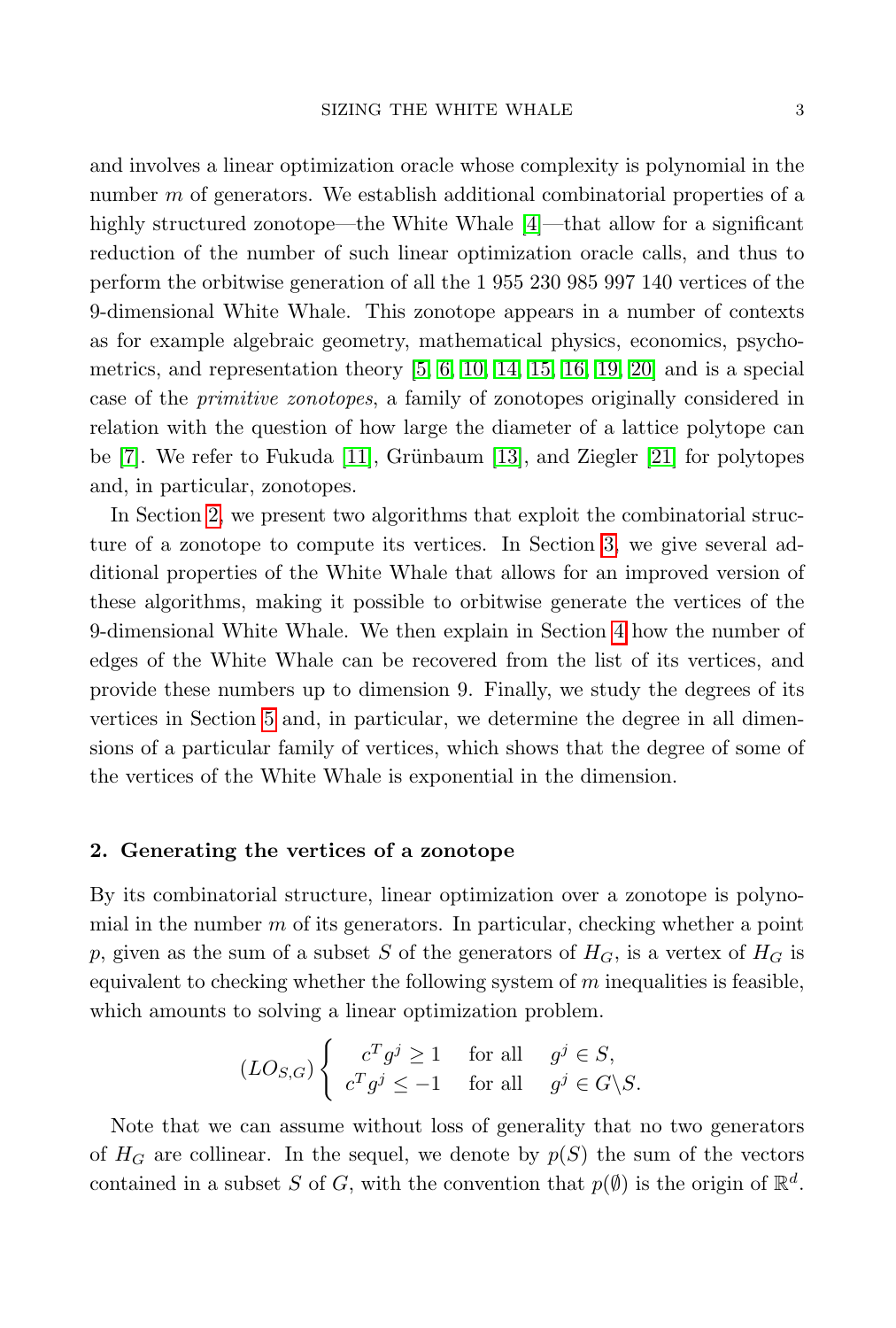and involves a linear optimization oracle whose complexity is polynomial in the number $m$ of generators. We establish additional combinatorial properties of a highly structured zonotope—the White Whale [4]—that allow for a significant reduction of the number of such linear optimization oracle calls, and thus to perform the orbitwise generation of all the 1 955 230 985 997 140 vertices of the 9-dimensional White Whale. This zonotope appears in a number of contexts as for example algebraic geometry, mathematical physics, economics, psychometrics, and representation theory [5, 6, 10, 14, 15, 16, 19, 20] and is a special case of the *primitive zonotopes*, a family of zonotopes originally considered in relation with the question of how large the diameter of a lattice polytope can be [7]. We refer to Fukuda [11], Grünbaum [13], and Ziegler [21] for polytopes and, in particular, zonotopes.

In Section 2, we present two algorithms that exploit the combinatorial structure of a zonotope to compute its vertices. In Section 3, we give several additional properties of the White Whale that allows for an improved version of these algorithms, making it possible to orbitwise generate the vertices of the 9-dimensional White Whale. We then explain in Section 4 how the number of edges of the White Whale can be recovered from the list of its vertices, and provide these numbers up to dimension 9. Finally, we study the degrees of its vertices in Section 5 and, in particular, we determine the degree in all dimensions of a particular family of vertices, which shows that the degree of some of the vertices of the White Whale is exponential in the dimension.

## 2. Generating the vertices of a zonotope

By its combinatorial structure, linear optimization over a zonotope is polynomial in the number $m$ of its generators. In particular, checking whether a point $p$, given as the sum of a subset $S$ of the generators of $H_G$, is a vertex of $H_G$ is equivalent to checking whether the following system of $m$ inequalities is feasible, which amounts to solving a linear optimization problem.

$$(LO_{S,G}) \left\{ \begin{array}{lll} c^T g^j \geq 1 & \text{for all} & g^j \in S, \\ c^T g^j \leq -1 & \text{for all} & g^j \in G \backslash S. \end{array} \right.$$

Note that we can assume without loss of generality that no two generators of $H_G$ are collinear. In the sequel, we denote by $p(S)$ the sum of the vectors contained in a subset $S$ of $G$, with the convention that $p(\emptyset)$ is the origin of $\mathbb{R}^d$.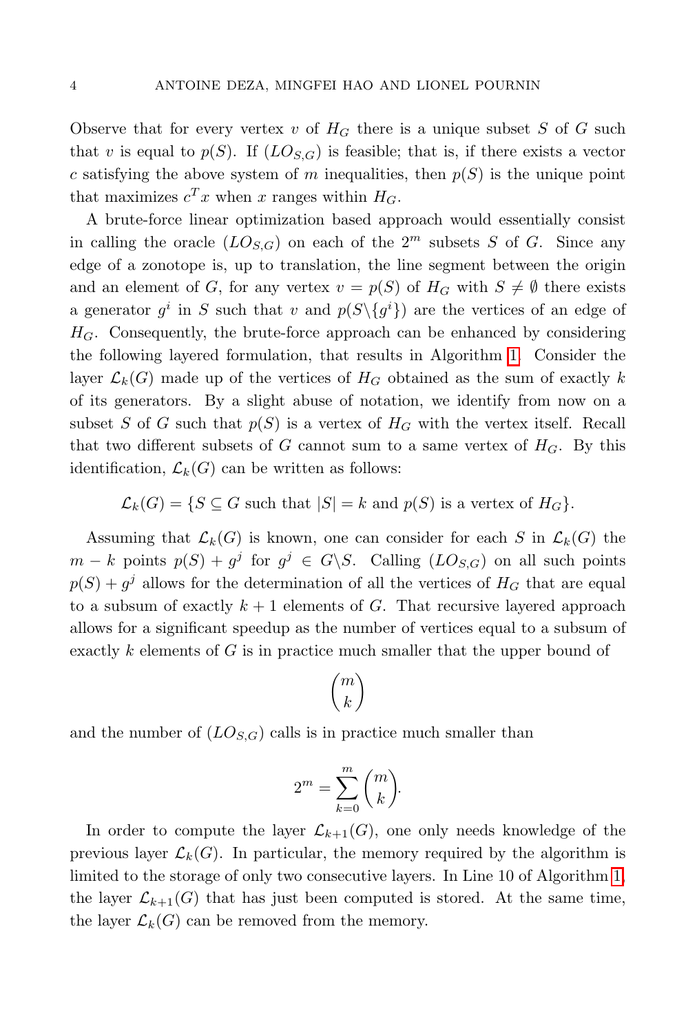Observe that for every vertex $v$ of $H_G$ there is a unique subset $S$ of $G$ such that $v$ is equal to $p(S)$. If $(LO_{S,G})$ is feasible; that is, if there exists a vector $c$ satisfying the above system of $m$ inequalities, then $p(S)$ is the unique point that maximizes $c^T x$ when $x$ ranges within $H_G$.

A brute-force linear optimization based approach would essentially consist in calling the oracle $(LO_{S,G})$ on each of the $2^m$ subsets $S$ of $G$. Since any edge of a zonotope is, up to translation, the line segment between the origin and an element of $G$, for any vertex $v = p(S)$ of $H_G$ with $S \neq \emptyset$ there exists a generator $g^i$ in $S$ such that $v$ and $p(S \backslash \{g^i\})$ are the vertices of an edge of $H_G$. Consequently, the brute-force approach can be enhanced by considering the following layered formulation, that results in Algorithm 1. Consider the layer $\mathcal{L}_k(G)$ made up of the vertices of $H_G$ obtained as the sum of exactly $k$ of its generators. By a slight abuse of notation, we identify from now on a subset $S$ of $G$ such that $p(S)$ is a vertex of $H_G$ with the vertex itself. Recall that two different subsets of $G$ cannot sum to a same vertex of $H_G$. By this identification, $\mathcal{L}_k(G)$ can be written as follows:

$$\mathcal{L}_k(G) = \{S \subseteq G \text{ such that } |S| = k \text{ and } p(S) \text{ is a vertex of } H_G\}.$$

Assuming that $\mathcal{L}_k(G)$ is known, one can consider for each $S$ in $\mathcal{L}_k(G)$ the $m-k$ points $p(S) + g^j$ for $g^j \in G \backslash S$. Calling $(LO_{S,G})$ on all such points $p(S) + g^j$ allows for the determination of all the vertices of $H_G$ that are equal to a subsum of exactly $k+1$ elements of $G$. That recursive layered approach allows for a significant speedup as the number of vertices equal to a subsum of exactly $k$ elements of $G$ is in practice much smaller that the upper bound of

$$\binom{m}{k}$$

and the number of $(LO_{S,G})$ calls is in practice much smaller than

$$2^m = \sum_{k=0}^{m} \binom{m}{k}.$$

In order to compute the layer $\mathcal{L}_{k+1}(G)$, one only needs knowledge of the previous layer $\mathcal{L}_k(G)$. In particular, the memory required by the algorithm is limited to the storage of only two consecutive layers. In Line 10 of Algorithm 1, the layer $\mathcal{L}_{k+1}(G)$ that has just been computed is stored. At the same time, the layer $\mathcal{L}_k(G)$ can be removed from the memory.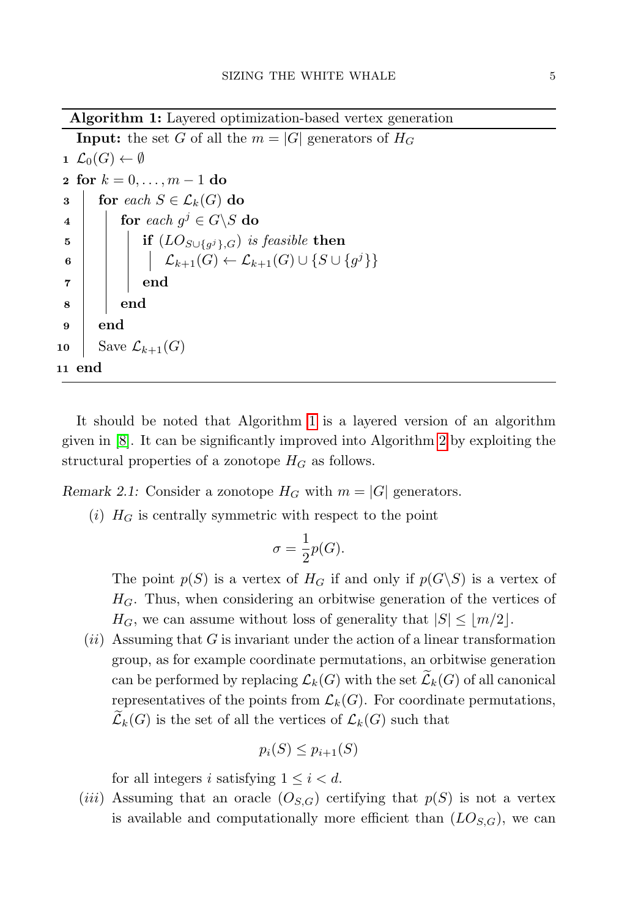**Algorithm 1:** Layered optimization-based vertex generation

```
  Input: the set G of all the m = |G| generators of H_G
1 L_0(G) ← ∅
2 for k = 0, ..., m − 1 do
3     for each S ∈ L_k(G) do
4         for each g^j ∈ G\S do
5             if (LO_{S∪{g^j},G}) is feasible then
6                 L_{k+1}(G) ← L_{k+1}(G) ∪ {S ∪ {g^j}}
7             end
8         end
9     end
10    Save L_{k+1}(G)
11 end
```

It should be noted that Algorithm 1 is a layered version of an algorithm given in [8]. It can be significantly improved into Algorithm 2 by exploiting the structural properties of a zonotope $H_G$ as follows.

*Remark 2.1:* Consider a zonotope $H_G$ with $m = |G|$ generators.

$(i)$ $H_G$ is centrally symmetric with respect to the point

$$\sigma = \frac{1}{2}p(G).$$

The point $p(S)$ is a vertex of $H_G$ if and only if $p(G\backslash S)$ is a vertex of $H_G$. Thus, when considering an orbitwise generation of the vertices of $H_G$, we can assume without loss of generality that $|S| \leq \lfloor m/2 \rfloor$.

$(ii)$ Assuming that $G$ is invariant under the action of a linear transformation group, as for example coordinate permutations, an orbitwise generation can be performed by replacing $\mathcal{L}_k(G)$ with the set $\widetilde{\mathcal{L}}_k(G)$ of all canonical representatives of the points from $\mathcal{L}_k(G)$. For coordinate permutations, $\widetilde{\mathcal{L}}_k(G)$ is the set of all the vertices of $\mathcal{L}_k(G)$ such that

$$p_i(S) \leq p_{i+1}(S)$$

for all integers $i$ satisfying $1 \leq i < d$.

$(iii)$ Assuming that an oracle $(O_{S,G})$ certifying that $p(S)$ is not a vertex is available and computationally more efficient than $(LO_{S,G})$, we can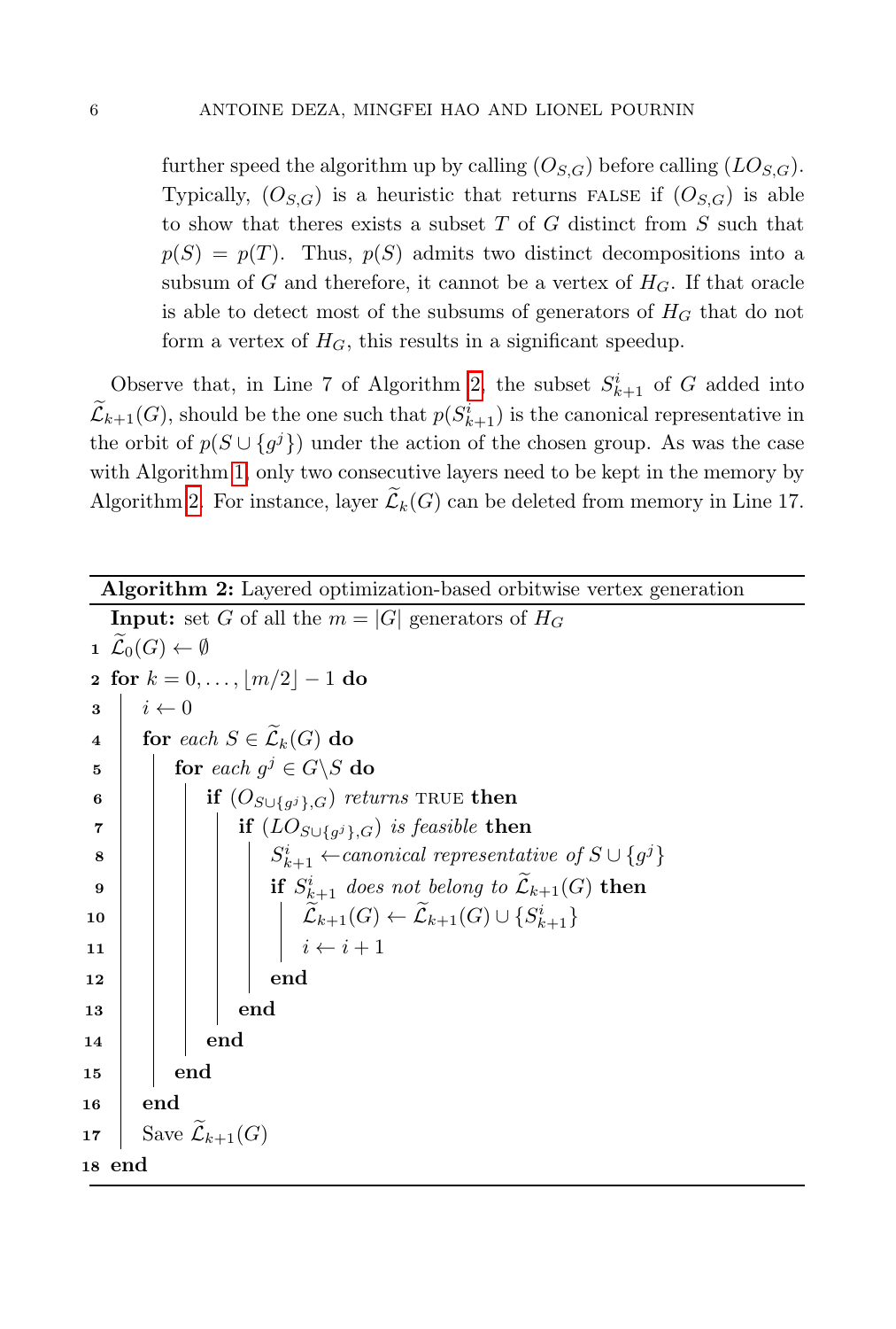further speed the algorithm up by calling $(O_{S,G})$ before calling $(LO_{S,G})$. Typically, $(O_{S,G})$ is a heuristic that returns FALSE if $(O_{S,G})$ is able to show that theres exists a subset $T$ of $G$ distinct from $S$ such that $p(S) = p(T)$. Thus, $p(S)$ admits two distinct decompositions into a subsum of $G$ and therefore, it cannot be a vertex of $H_G$. If that oracle is able to detect most of the subsums of generators of $H_G$ that do not form a vertex of $H_G$, this results in a significant speedup.

Observe that, in Line 7 of Algorithm 2, the subset $S^i_{k+1}$ of $G$ added into $\widetilde{\mathcal{L}}_{k+1}(G)$, should be the one such that $p(S^i_{k+1})$ is the canonical representative in the orbit of $p(S \cup \{g^j\})$ under the action of the chosen group. As was the case with Algorithm 1, only two consecutive layers need to be kept in the memory by Algorithm 2. For instance, layer $\widetilde{\mathcal{L}}_k(G)$ can be deleted from memory in Line 17.

**Algorithm 2:** Layered optimization-based orbitwise vertex generation

```
   Input: set G of all the m = |G| generators of H_G
1  L̃_0(G) ← ∅
2  for k = 0, ..., ⌊m/2⌋ − 1 do
3      i ← 0
4      for each S ∈ L̃_k(G) do
5          for each g^j ∈ G\S do
6              if (O_{S∪{g^j},G}) returns TRUE then
7                  if (LO_{S∪{g^j},G}) is feasible then
8                      S^i_{k+1} ← canonical representative of S ∪ {g^j}
9                      if S^i_{k+1} does not belong to L̃_{k+1}(G) then
10                         L̃_{k+1}(G) ← L̃_{k+1}(G) ∪ {S^i_{k+1}}
11                         i ← i + 1
12                     end
13                 end
14             end
15         end
16     end
17     Save L̃_{k+1}(G)
18 end
```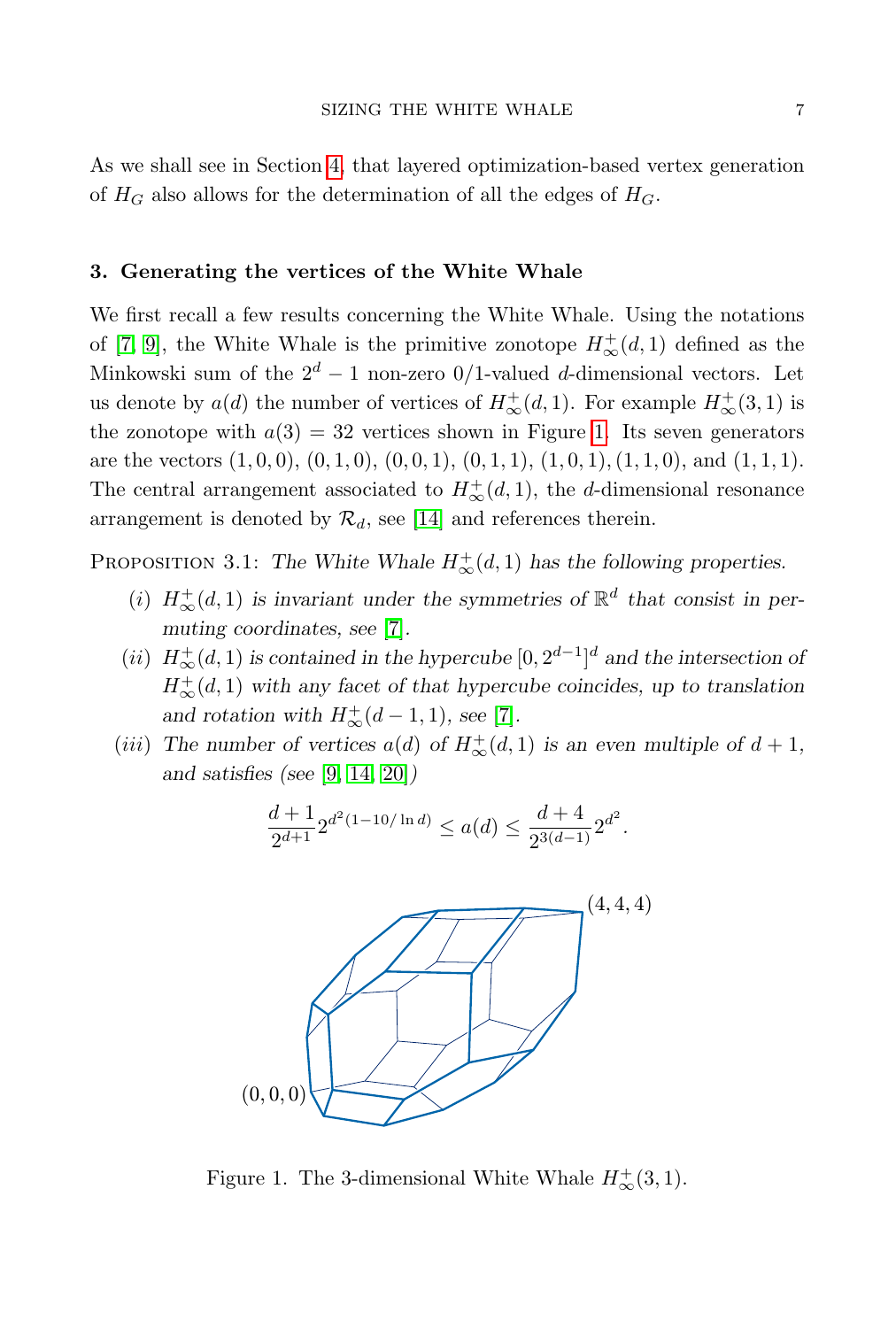As we shall see in Section 4, that layered optimization-based vertex generation of $H_G$ also allows for the determination of all the edges of $H_G$.

## 3. Generating the vertices of the White Whale

We first recall a few results concerning the White Whale. Using the notations of [7, 9], the White Whale is the primitive zonotope $H_\infty^+(d,1)$ defined as the Minkowski sum of the $2^d-1$ non-zero 0/1-valued $d$-dimensional vectors. Let us denote by $a(d)$ the number of vertices of $H_\infty^+(d,1)$. For example $H_\infty^+(3,1)$ is the zonotope with $a(3)=32$ vertices shown in Figure 1. Its seven generators are the vectors $(1,0,0)$, $(0,1,0)$, $(0,0,1)$, $(0,1,1)$, $(1,0,1)$, $(1,1,0)$, and $(1,1,1)$. The central arrangement associated to $H_\infty^+(d,1)$, the $d$-dimensional resonance arrangement is denoted by $\mathcal{R}_d$, see [14] and references therein.

Proposition 3.1: *The White Whale $H_\infty^+(d,1)$ has the following properties.*

- (i) *$H_\infty^+(d,1)$ is invariant under the symmetries of $\mathbb{R}^d$ that consist in permuting coordinates, see [7].*
- (ii) *$H_\infty^+(d,1)$ is contained in the hypercube $[0,2^{d-1}]^d$ and the intersection of $H_\infty^+(d,1)$ with any facet of that hypercube coincides, up to translation and rotation with $H_\infty^+(d-1,1)$, see [7].*
- (iii) *The number of vertices $a(d)$ of $H_\infty^+(d,1)$ is an even multiple of $d+1$, and satisfies (see [9, 14, 20])*

$$\frac{d+1}{2^{d+1}}2^{d^2(1-10/\ln d)} \le a(d) \le \frac{d+4}{2^{3(d-1)}}2^{d^2}.$$

Figure 1. The 3-dimensional White Whale $H_\infty^+(3,1)$.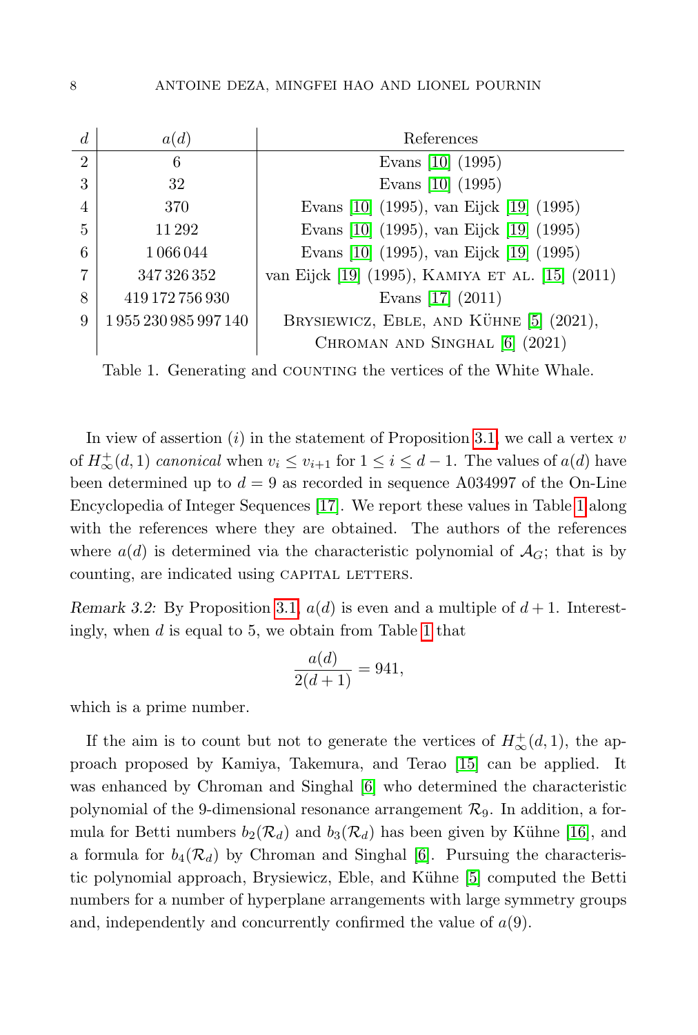| $d$ | $a(d)$ | References |
|---|---|---|
| 2 | 6 | Evans [10] (1995) |
| 3 | 32 | Evans [10] (1995) |
| 4 | 370 | Evans [10] (1995), van Eijck [19] (1995) |
| 5 | 11 292 | Evans [10] (1995), van Eijck [19] (1995) |
| 6 | 1 066 044 | Evans [10] (1995), van Eijck [19] (1995) |
| 7 | 347 326 352 | van Eijck [19] (1995), KAMIYA ET AL. [15] (2011) |
| 8 | 419 172 756 930 | Evans [17] (2011) |
| 9 | 1 955 230 985 997 140 | BRYSIEWICZ, EBLE, AND KÜHNE [5] (2021), CHROMAN AND SINGHAL [6] (2021) |

Table 1. Generating and COUNTING the vertices of the White Whale.

In view of assertion $(i)$ in the statement of Proposition 3.1, we call a vertex $v$ of $H_\infty^+(d,1)$ *canonical* when $v_i \leq v_{i+1}$ for $1 \leq i \leq d-1$. The values of $a(d)$ have been determined up to $d=9$ as recorded in sequence A034997 of the On-Line Encyclopedia of Integer Sequences [17]. We report these values in Table 1 along with the references where they are obtained. The authors of the references where $a(d)$ is determined via the characteristic polynomial of $\mathcal{A}_G$; that is by counting, are indicated using CAPITAL LETTERS.

*Remark 3.2:* By Proposition 3.1, $a(d)$ is even and a multiple of $d+1$. Interestingly, when $d$ is equal to 5, we obtain from Table 1 that

$$\frac{a(d)}{2(d+1)} = 941,$$

which is a prime number.

If the aim is to count but not to generate the vertices of $H_\infty^+(d,1)$, the approach proposed by Kamiya, Takemura, and Terao [15] can be applied. It was enhanced by Chroman and Singhal [6] who determined the characteristic polynomial of the 9-dimensional resonance arrangement $\mathcal{R}_9$. In addition, a formula for Betti numbers $b_2(\mathcal{R}_d)$ and $b_3(\mathcal{R}_d)$ has been given by Kühne [16], and a formula for $b_4(\mathcal{R}_d)$ by Chroman and Singhal [6]. Pursuing the characteristic polynomial approach, Brysiewicz, Eble, and Kühne [5] computed the Betti numbers for a number of hyperplane arrangements with large symmetry groups and, independently and concurrently confirmed the value of $a(9)$.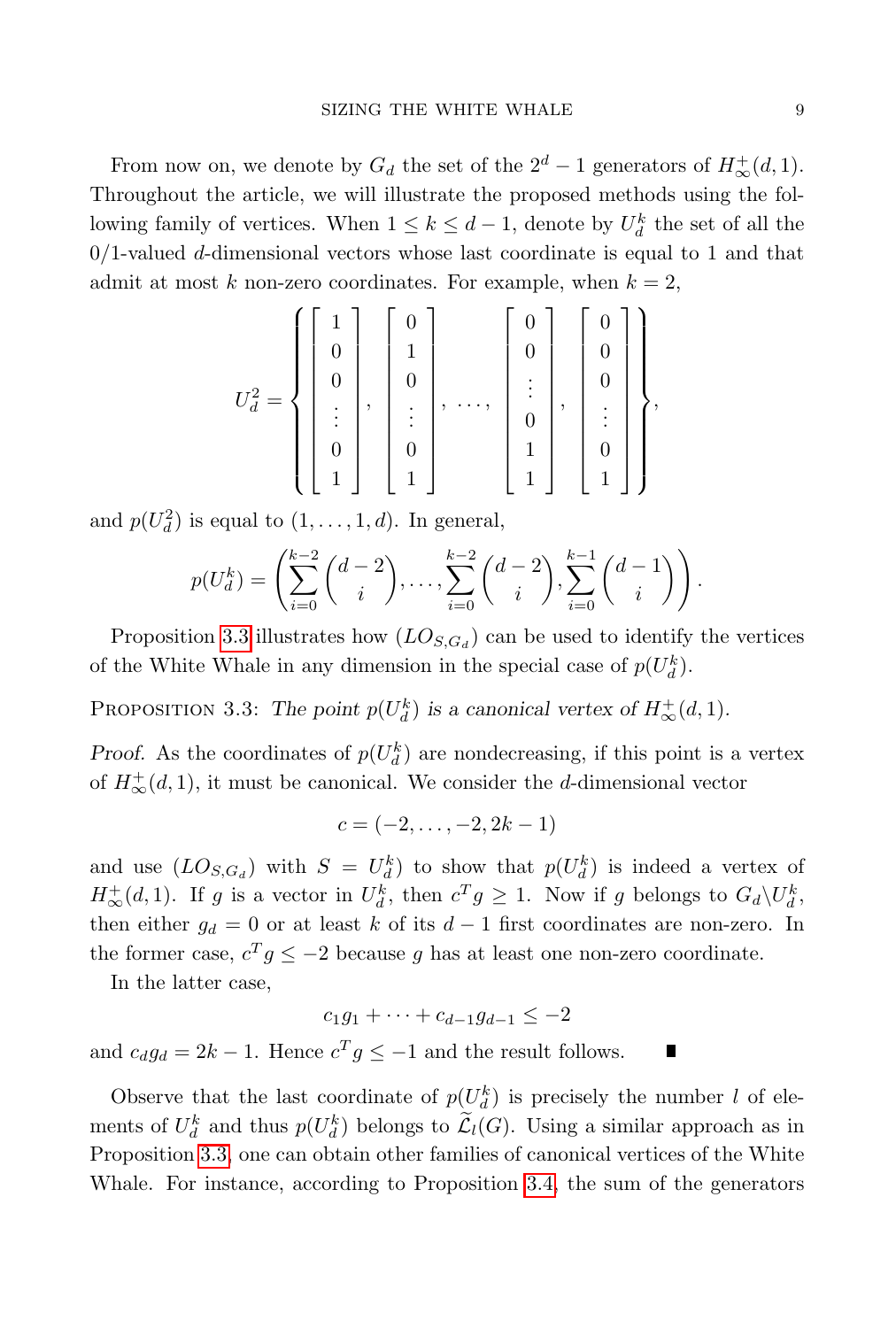From now on, we denote by $G_d$ the set of the $2^d - 1$ generators of $H_\infty^+(d,1)$. Throughout the article, we will illustrate the proposed methods using the following family of vertices. When $1 \leq k \leq d-1$, denote by $U_d^k$ the set of all the 0/1-valued $d$-dimensional vectors whose last coordinate is equal to 1 and that admit at most $k$ non-zero coordinates. For example, when $k=2$,

$$U_d^2 = \left\{ \begin{bmatrix} 1 \\ 0 \\ 0 \\ \vdots \\ 0 \\ 1 \end{bmatrix}, \begin{bmatrix} 0 \\ 1 \\ 0 \\ \vdots \\ 0 \\ 1 \end{bmatrix}, \ldots, \begin{bmatrix} 0 \\ 0 \\ \vdots \\ 0 \\ 1 \\ 1 \end{bmatrix}, \begin{bmatrix} 0 \\ 0 \\ 0 \\ \vdots \\ 0 \\ 1 \end{bmatrix} \right\},$$

and $p(U_d^2)$ is equal to $(1, \ldots, 1, d)$. In general,

$$p(U_d^k) = \left( \sum_{i=0}^{k-2} \binom{d-2}{i}, \ldots, \sum_{i=0}^{k-2} \binom{d-2}{i}, \sum_{i=0}^{k-1} \binom{d-1}{i} \right).$$

Proposition 3.3 illustrates how $(LO_{S,G_d})$ can be used to identify the vertices of the White Whale in any dimension in the special case of $p(U_d^k)$.

Proposition 3.3: *The point $p(U_d^k)$ is a canonical vertex of $H_\infty^+(d,1)$.*

*Proof.* As the coordinates of $p(U_d^k)$ are nondecreasing, if this point is a vertex of $H_\infty^+(d,1)$, it must be canonical. We consider the $d$-dimensional vector

$$c = (-2, \ldots, -2, 2k-1)$$

and use $(LO_{S,G_d})$ with $S = U_d^k$ to show that $p(U_d^k)$ is indeed a vertex of $H_\infty^+(d,1)$. If $g$ is a vector in $U_d^k$, then $c^T g \geq 1$. Now if $g$ belongs to $G_d \backslash U_d^k$, then either $g_d = 0$ or at least $k$ of its $d-1$ first coordinates are non-zero. In the former case, $c^T g \leq -2$ because $g$ has at least one non-zero coordinate.

In the latter case,

$$c_1 g_1 + \cdots + c_{d-1} g_{d-1} \leq -2$$

and $c_d g_d = 2k-1$. Hence $c^T g \leq -1$ and the result follows. ∎

Observe that the last coordinate of $p(U_d^k)$ is precisely the number $l$ of elements of $U_d^k$ and thus $p(U_d^k)$ belongs to $\widetilde{\mathcal{L}}_l(G)$. Using a similar approach as in Proposition 3.3, one can obtain other families of canonical vertices of the White Whale. For instance, according to Proposition 3.4, the sum of the generators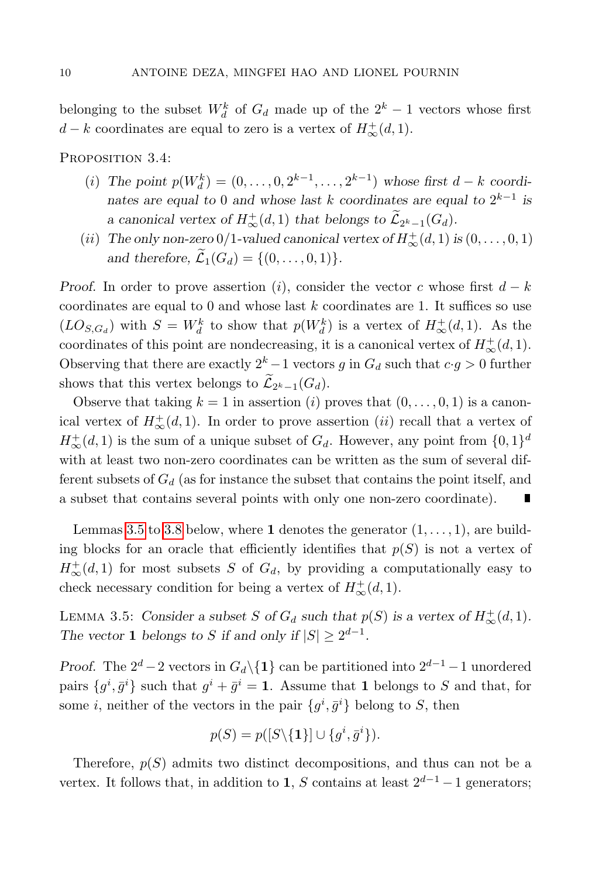belonging to the subset $W_d^k$ of $G_d$ made up of the $2^k - 1$ vectors whose first $d-k$ coordinates are equal to zero is a vertex of $H_\infty^+(d,1)$.

Proposition 3.4:

- $(i)$ *The point $p(W_d^k) = (0,\ldots,0,2^{k-1},\ldots,2^{k-1})$ whose first $d-k$ coordinates are equal to 0 and whose last $k$ coordinates are equal to $2^{k-1}$ is a canonical vertex of $H_\infty^+(d,1)$ that belongs to $\widetilde{\mathcal{L}}_{2^k-1}(G_d)$.*
- $(ii)$ *The only non-zero 0/1-valued canonical vertex of $H_\infty^+(d,1)$ is $(0,\ldots,0,1)$ and therefore, $\widetilde{\mathcal{L}}_1(G_d) = \{(0,\ldots,0,1)\}$.*

*Proof.* In order to prove assertion $(i)$, consider the vector $c$ whose first $d-k$ coordinates are equal to 0 and whose last $k$ coordinates are 1. It suffices so use $(LO_{S,G_d})$ with $S = W_d^k$ to show that $p(W_d^k)$ is a vertex of $H_\infty^+(d,1)$. As the coordinates of this point are nondecreasing, it is a canonical vertex of $H_\infty^+(d,1)$. Observing that there are exactly $2^k-1$ vectors $g$ in $G_d$ such that $c \cdot g > 0$ further shows that this vertex belongs to $\widetilde{\mathcal{L}}_{2^k-1}(G_d)$.

Observe that taking $k=1$ in assertion $(i)$ proves that $(0,\ldots,0,1)$ is a canonical vertex of $H_\infty^+(d,1)$. In order to prove assertion $(ii)$ recall that a vertex of $H_\infty^+(d,1)$ is the sum of a unique subset of $G_d$. However, any point from $\{0,1\}^d$ with at least two non-zero coordinates can be written as the sum of several different subsets of $G_d$ (as for instance the subset that contains the point itself, and a subset that contains several points with only one non-zero coordinate). ∎

Lemmas 3.5 to 3.8 below, where $\mathbf{1}$ denotes the generator $(1,\ldots,1)$, are building blocks for an oracle that efficiently identifies that $p(S)$ is not a vertex of $H_\infty^+(d,1)$ for most subsets $S$ of $G_d$, by providing a computationally easy to check necessary condition for being a vertex of $H_\infty^+(d,1)$.

Lemma 3.5: *Consider a subset $S$ of $G_d$ such that $p(S)$ is a vertex of $H_\infty^+(d,1)$. The vector $\mathbf{1}$ belongs to $S$ if and only if $|S| \geq 2^{d-1}$.*

*Proof.* The $2^d-2$ vectors in $G_d \backslash \{\mathbf{1}\}$ can be partitioned into $2^{d-1}-1$ unordered pairs $\{g^i, \bar{g}^i\}$ such that $g^i + \bar{g}^i = \mathbf{1}$. Assume that $\mathbf{1}$ belongs to $S$ and that, for some $i$, neither of the vectors in the pair $\{g^i, \bar{g}^i\}$ belong to $S$, then

$$p(S) = p([S \backslash \{\mathbf{1}\}] \cup \{g^i, \bar{g}^i\}).$$

Therefore, $p(S)$ admits two distinct decompositions, and thus can not be a vertex. It follows that, in addition to $\mathbf{1}$, $S$ contains at least $2^{d-1}-1$ generators;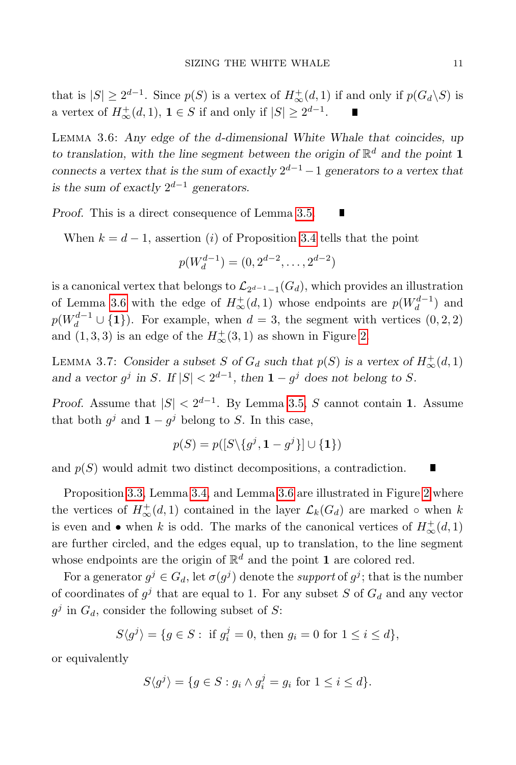that is $|S| \geq 2^{d-1}$. Since $p(S)$ is a vertex of $H_\infty^+(d,1)$ if and only if $p(G_d \backslash S)$ is a vertex of $H_\infty^+(d,1)$, $\mathbf{1} \in S$ if and only if $|S| \geq 2^{d-1}$. ∎

LEMMA 3.6: *Any edge of the $d$-dimensional White Whale that coincides, up to translation, with the line segment between the origin of $\mathbb{R}^d$ and the point $\mathbf{1}$ connects a vertex that is the sum of exactly $2^{d-1}-1$ generators to a vertex that is the sum of exactly $2^{d-1}$ generators.*

*Proof.* This is a direct consequence of Lemma 3.5. ∎

When $k = d-1$, assertion $(i)$ of Proposition 3.4 tells that the point

$$p(W_d^{d-1}) = (0, 2^{d-2}, \ldots, 2^{d-2})$$

is a canonical vertex that belongs to $\mathcal{L}_{2^{d-1}-1}(G_d)$, which provides an illustration of Lemma 3.6 with the edge of $H_\infty^+(d,1)$ whose endpoints are $p(W_d^{d-1})$ and $p(W_d^{d-1} \cup \{\mathbf{1}\})$. For example, when $d=3$, the segment with vertices $(0,2,2)$ and $(1,3,3)$ is an edge of the $H_\infty^+(3,1)$ as shown in Figure 2.

LEMMA 3.7: *Consider a subset $S$ of $G_d$ such that $p(S)$ is a vertex of $H_\infty^+(d,1)$ and a vector $g^j$ in $S$. If $|S| < 2^{d-1}$, then $\mathbf{1} - g^j$ does not belong to $S$.*

*Proof.* Assume that $|S| < 2^{d-1}$. By Lemma 3.5, $S$ cannot contain $\mathbf{1}$. Assume that both $g^j$ and $\mathbf{1} - g^j$ belong to $S$. In this case,

$$p(S) = p([S \backslash \{g^j, \mathbf{1} - g^j\}] \cup \{\mathbf{1}\})$$

and $p(S)$ would admit two distinct decompositions, a contradiction. ∎

Proposition 3.3, Lemma 3.4, and Lemma 3.6 are illustrated in Figure 2 where the vertices of $H_\infty^+(d,1)$ contained in the layer $\mathcal{L}_k(G_d)$ are marked $\circ$ when $k$ is even and $\bullet$ when $k$ is odd. The marks of the canonical vertices of $H_\infty^+(d,1)$ are further circled, and the edges equal, up to translation, to the line segment whose endpoints are the origin of $\mathbb{R}^d$ and the point $\mathbf{1}$ are colored red.

For a generator $g^j \in G_d$, let $\sigma(g^j)$ denote the *support* of $g^j$; that is the number of coordinates of $g^j$ that are equal to 1. For any subset $S$ of $G_d$ and any vector $g^j$ in $G_d$, consider the following subset of $S$:

$$S\langle g^j \rangle = \{g \in S : \text{ if } g_i^j = 0, \text{ then } g_i = 0 \text{ for } 1 \leq i \leq d\},$$

or equivalently

$$S\langle g^j \rangle = \{g \in S : g_i \wedge g_i^j = g_i \text{ for } 1 \leq i \leq d\}.$$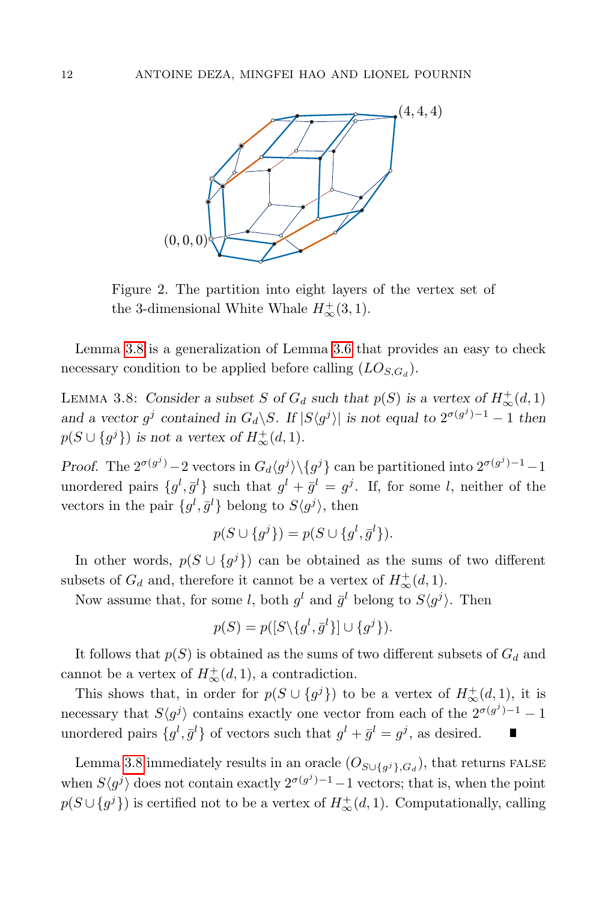Figure 2. The partition into eight layers of the vertex set of the 3-dimensional White Whale $H^+_\infty(3,1)$.

Lemma 3.8 is a generalization of Lemma 3.6 that provides an easy to check necessary condition to be applied before calling $(LO_{S,G_d})$.

LEMMA 3.8: *Consider a subset $S$ of $G_d$ such that $p(S)$ is a vertex of $H^+_\infty(d,1)$ and a vector $g^j$ contained in $G_d \backslash S$. If $|S\langle g^j\rangle|$ is not equal to $2^{\sigma(g^j)-1}-1$ then $p(S\cup\{g^j\})$ is not a vertex of $H^+_\infty(d,1)$.*

*Proof.* The $2^{\sigma(g^j)}-2$ vectors in $G_d\langle g^j\rangle\backslash\{g^j\}$ can be partitioned into $2^{\sigma(g^j)-1}-1$ unordered pairs $\{g^l,\bar{g}^l\}$ such that $g^l+\bar{g}^l=g^j$. If, for some $l$, neither of the vectors in the pair $\{g^l,\bar{g}^l\}$ belong to $S\langle g^j\rangle$, then

$$p(S\cup\{g^j\})=p(S\cup\{g^l,\bar{g}^l\}).$$

In other words, $p(S\cup\{g^j\})$ can be obtained as the sums of two different subsets of $G_d$ and, therefore it cannot be a vertex of $H^+_\infty(d,1)$.

Now assume that, for some $l$, both $g^l$ and $\bar{g}^l$ belong to $S\langle g^j\rangle$. Then

$$p(S)=p([S\backslash\{g^l,\bar{g}^l\}]\cup\{g^j\}).$$

It follows that $p(S)$ is obtained as the sums of two different subsets of $G_d$ and cannot be a vertex of $H^+_\infty(d,1)$, a contradiction.

This shows that, in order for $p(S\cup\{g^j\})$ to be a vertex of $H^+_\infty(d,1)$, it is necessary that $S\langle g^j\rangle$ contains exactly one vector from each of the $2^{\sigma(g^j)-1}-1$ unordered pairs $\{g^l,\bar{g}^l\}$ of vectors such that $g^l+\bar{g}^l=g^j$, as desired. ∎

Lemma 3.8 immediately results in an oracle $(O_{S\cup\{g^j\},G_d})$, that returns FALSE when $S\langle g^j\rangle$ does not contain exactly $2^{\sigma(g^j)-1}-1$ vectors; that is, when the point $p(S\cup\{g^j\})$ is certified not to be a vertex of $H^+_\infty(d,1)$. Computationally, calling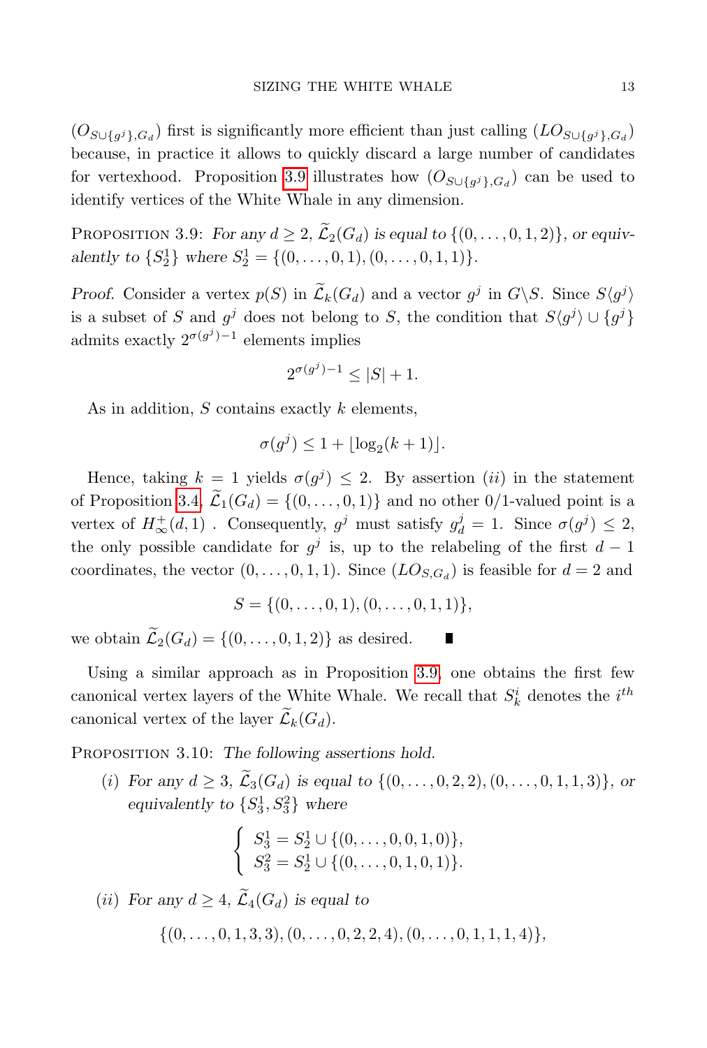$(O_{S\cup\{g^j\},G_d})$ first is significantly more efficient than just calling $(LO_{S\cup\{g^j\},G_d})$ because, in practice it allows to quickly discard a large number of candidates for vertexhood. Proposition 3.9 illustrates how $(O_{S\cup\{g^j\},G_d})$ can be used to identify vertices of the White Whale in any dimension.

PROPOSITION 3.9: *For any $d \geq 2$, $\widetilde{\mathcal{L}}_2(G_d)$ is equal to $\{(0,\ldots,0,1,2)\}$, or equivalently to $\{S_2^1\}$ where $S_2^1 = \{(0,\ldots,0,1),(0,\ldots,0,1,1)\}$.*

*Proof.* Consider a vertex $p(S)$ in $\widetilde{\mathcal{L}}_k(G_d)$ and a vector $g^j$ in $G\backslash S$. Since $S\langle g^j\rangle$ is a subset of $S$ and $g^j$ does not belong to $S$, the condition that $S\langle g^j\rangle \cup \{g^j\}$ admits exactly $2^{\sigma(g^j)-1}$ elements implies

$$2^{\sigma(g^j)-1} \leq |S|+1.$$

As in addition, $S$ contains exactly $k$ elements,

$$\sigma(g^j) \leq 1 + \lfloor \log_2(k+1) \rfloor.$$

Hence, taking $k=1$ yields $\sigma(g^j) \leq 2$. By assertion $(ii)$ in the statement of Proposition 3.4, $\widetilde{\mathcal{L}}_1(G_d) = \{(0,\ldots,0,1)\}$ and no other 0/1-valued point is a vertex of $H_\infty^+(d,1)$ . Consequently, $g^j$ must satisfy $g_d^j = 1$. Since $\sigma(g^j) \leq 2$, the only possible candidate for $g^j$ is, up to the relabeling of the first $d-1$ coordinates, the vector $(0,\ldots,0,1,1)$. Since $(LO_{S,G_d})$ is feasible for $d=2$ and

$$S = \{(0,\ldots,0,1),(0,\ldots,0,1,1)\},$$

we obtain $\widetilde{\mathcal{L}}_2(G_d) = \{(0,\ldots,0,1,2)\}$ as desired. ∎

Using a similar approach as in Proposition 3.9, one obtains the first few canonical vertex layers of the White Whale. We recall that $S_k^i$ denotes the $i^{th}$ canonical vertex of the layer $\widetilde{\mathcal{L}}_k(G_d)$.

PROPOSITION 3.10: *The following assertions hold.*

(i) *For any $d \geq 3$, $\widetilde{\mathcal{L}}_3(G_d)$ is equal to $\{(0,\ldots,0,2,2),(0,\ldots,0,1,1,3)\}$, or equivalently to $\{S_3^1, S_3^2\}$ where*

$$\left\{\begin{array}{l} S_3^1 = S_2^1 \cup \{(0,\ldots,0,0,1,0)\}, \\ S_3^2 = S_2^1 \cup \{(0,\ldots,0,1,0,1)\}. \end{array}\right.$$

(ii) *For any $d \geq 4$, $\widetilde{\mathcal{L}}_4(G_d)$ is equal to*

$$\{(0,\ldots,0,1,3,3),(0,\ldots,0,2,2,4),(0,\ldots,0,1,1,1,4)\},$$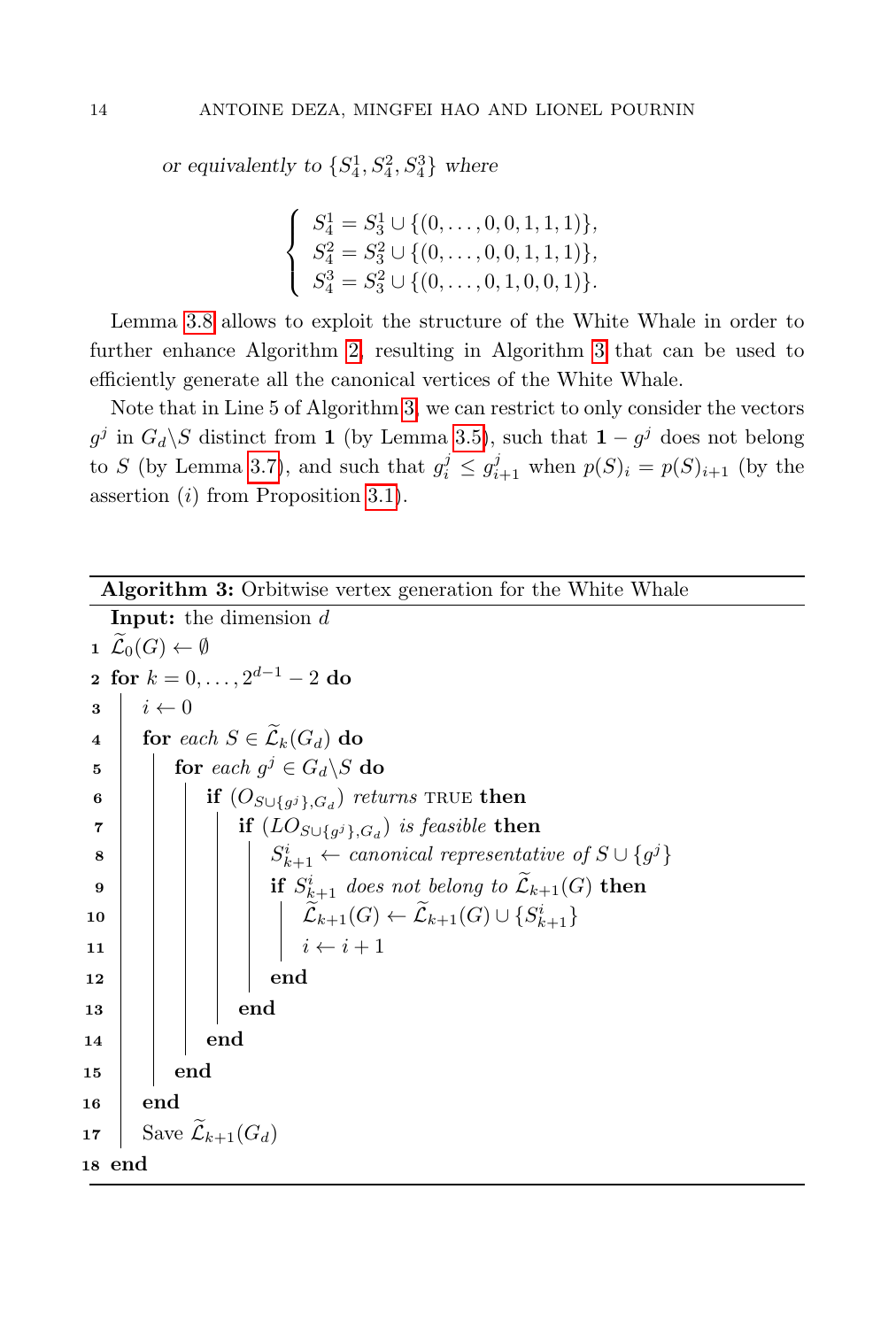*or equivalently to* $\{S_4^1, S_4^2, S_4^3\}$ *where*

$$
\left\{
\begin{array}{l}
S_4^1 = S_3^1 \cup \{(0,\dots,0,0,1,1,1)\},\\
S_4^2 = S_3^2 \cup \{(0,\dots,0,0,1,1,1)\},\\
S_4^3 = S_3^2 \cup \{(0,\dots,0,1,0,0,1)\}.
\end{array}
\right.
$$

Lemma 3.8 allows to exploit the structure of the White Whale in order to further enhance Algorithm 2, resulting in Algorithm 3 that can be used to efficiently generate all the canonical vertices of the White Whale.

Note that in Line 5 of Algorithm 3, we can restrict to only consider the vectors $g^j$ in $G_d \backslash S$ distinct from $\mathbf{1}$ (by Lemma 3.5), such that $\mathbf{1} - g^j$ does not belong to $S$ (by Lemma 3.7), and such that $g_i^j \leq g_{i+1}^j$ when $p(S)_i = p(S)_{i+1}$ (by the assertion $(i)$ from Proposition 3.1).

---

**Algorithm 3:** Orbitwise vertex generation for the White Whale

```
   Input: the dimension d
1  L̃_0(G) ← ∅
2  for k = 0, ..., 2^(d-1) − 2 do
3  │  i ← 0
4  │  for each S ∈ L̃_k(G_d) do
5  │  │  for each g^j ∈ G_d\S do
6  │  │  │  if (O_{S∪{g^j},G_d}) returns TRUE then
7  │  │  │  │  if (LO_{S∪{g^j},G_d}) is feasible then
8  │  │  │  │  │  S^i_{k+1} ← canonical representative of S ∪ {g^j}
9  │  │  │  │  │  if S^i_{k+1} does not belong to L̃_{k+1}(G) then
10 │  │  │  │  │  │  L̃_{k+1}(G) ← L̃_{k+1}(G) ∪ {S^i_{k+1}}
11 │  │  │  │  │  │  i ← i + 1
12 │  │  │  │  │  end
13 │  │  │  │  end
14 │  │  │  end
15 │  │  end
16 │  end
17 │  Save L̃_{k+1}(G_d)
18 end
```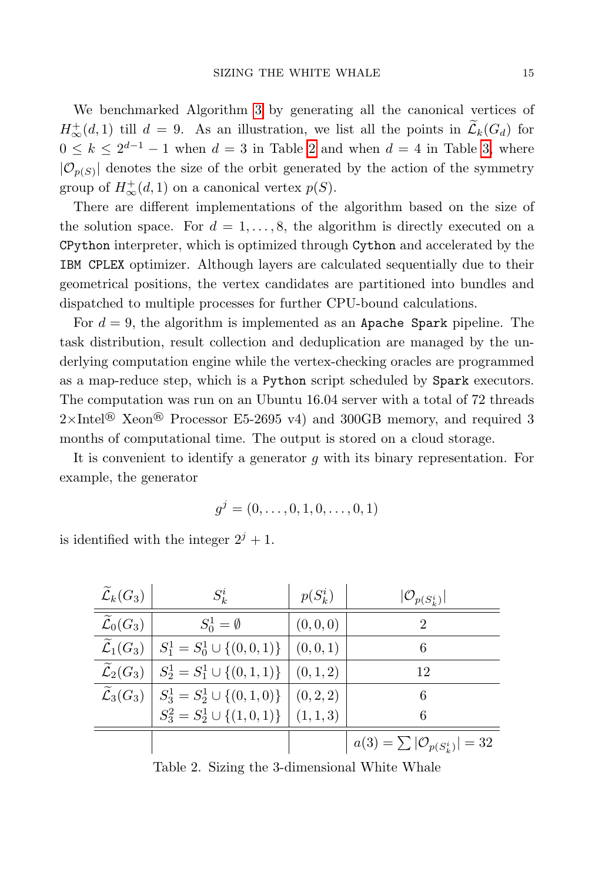We benchmarked Algorithm 3 by generating all the canonical vertices of $H_\infty^+(d,1)$ till $d = 9$. As an illustration, we list all the points in $\widetilde{\mathcal{L}}_k(G_d)$ for $0 \le k \le 2^{d-1} - 1$ when $d = 3$ in Table 2 and when $d = 4$ in Table 3, where $|\mathcal{O}_{p(S)}|$ denotes the size of the orbit generated by the action of the symmetry group of $H_\infty^+(d,1)$ on a canonical vertex $p(S)$.

There are different implementations of the algorithm based on the size of the solution space. For $d = 1, \dots, 8$, the algorithm is directly executed on a `CPython` interpreter, which is optimized through `Cython` and accelerated by the `IBM CPLEX` optimizer. Although layers are calculated sequentially due to their geometrical positions, the vertex candidates are partitioned into bundles and dispatched to multiple processes for further CPU-bound calculations.

For $d = 9$, the algorithm is implemented as an `Apache Spark` pipeline. The task distribution, result collection and deduplication are managed by the underlying computation engine while the vertex-checking oracles are programmed as a map-reduce step, which is a `Python` script scheduled by `Spark` executors. The computation was run on an Ubuntu 16.04 server with a total of 72 threads 2×Intel® Xeon® Processor E5-2695 v4) and 300GB memory, and required 3 months of computational time. The output is stored on a cloud storage.

It is convenient to identify a generator $g$ with its binary representation. For example, the generator

$$g^j = (0, \dots, 0, 1, 0, \dots, 0, 1)$$

is identified with the integer $2^j + 1$.

| $\widetilde{\mathcal{L}}_k(G_3)$ | $S_k^i$ | $p(S_k^i)$ | $\lvert\mathcal{O}_{p(S_k^i)}\rvert$ |
|---|---|---|---|
| $\widetilde{\mathcal{L}}_0(G_3)$ | $S_0^1 = \emptyset$ | $(0,0,0)$ | 2 |
| $\widetilde{\mathcal{L}}_1(G_3)$ | $S_1^1 = S_0^1 \cup \{(0,0,1)\}$ | $(0,0,1)$ | 6 |
| $\widetilde{\mathcal{L}}_2(G_3)$ | $S_2^1 = S_1^1 \cup \{(0,1,1)\}$ | $(0,1,2)$ | 12 |
| $\widetilde{\mathcal{L}}_3(G_3)$ | $S_3^1 = S_2^1 \cup \{(0,1,0)\}$ | $(0,2,2)$ | 6 |
| | $S_3^2 = S_2^1 \cup \{(1,0,1)\}$ | $(1,1,3)$ | 6 |
| | | | $a(3) = \sum \lvert\mathcal{O}_{p(S_k^i)}\rvert = 32$ |

Table 2. Sizing the 3-dimensional White Whale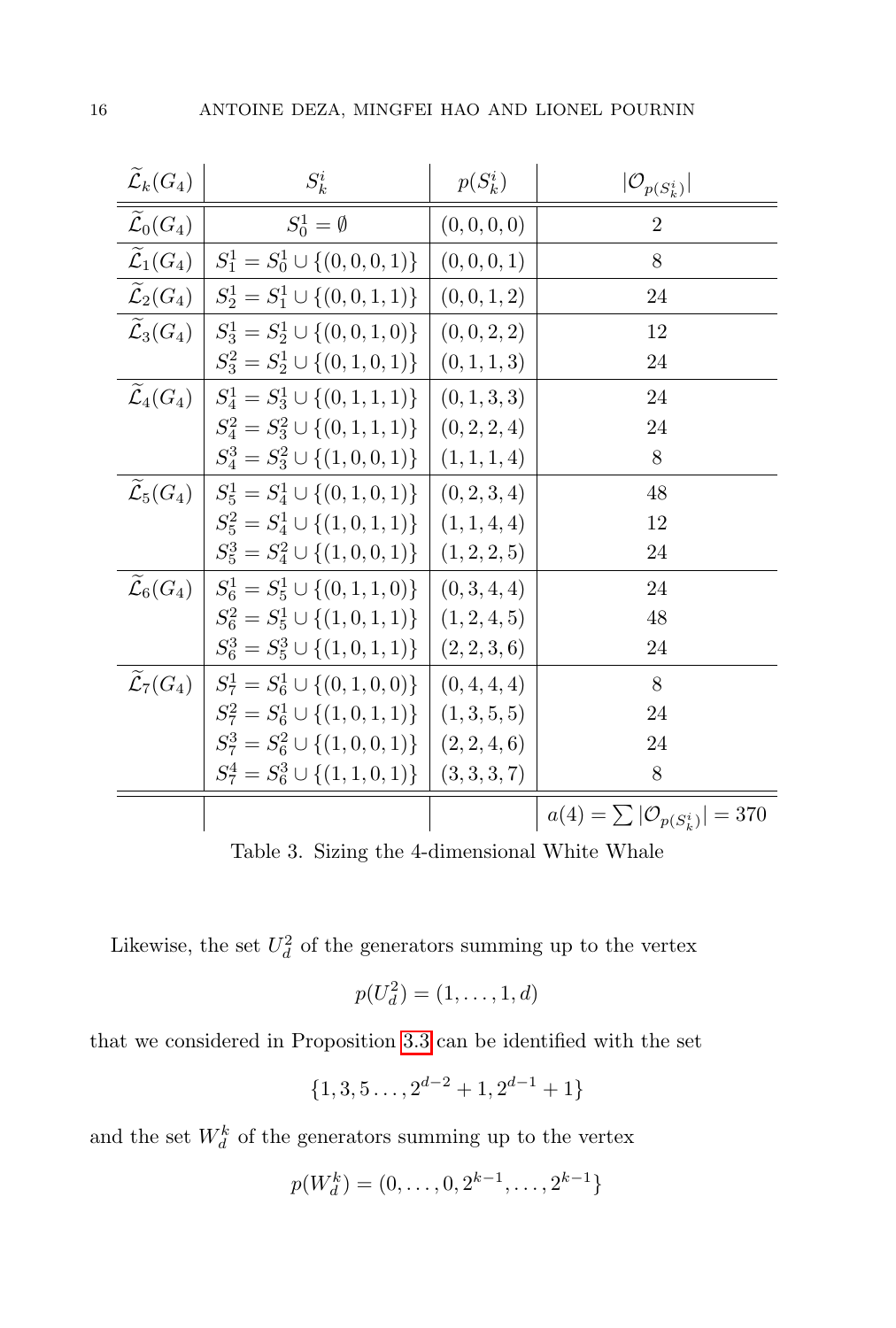| $\widetilde{\mathcal{L}}_k(G_4)$ | $S_k^i$ | $p(S_k^i)$ | $\lvert\mathcal{O}_{p(S_k^i)}\rvert$ |
|---|---|---|---|
| $\widetilde{\mathcal{L}}_0(G_4)$ | $S_0^1=\emptyset$ | $(0,0,0,0)$ | 2 |
| $\widetilde{\mathcal{L}}_1(G_4)$ | $S_1^1=S_0^1\cup\{(0,0,0,1)\}$ | $(0,0,0,1)$ | 8 |
| $\widetilde{\mathcal{L}}_2(G_4)$ | $S_2^1=S_1^1\cup\{(0,0,1,1)\}$ | $(0,0,1,2)$ | 24 |
| $\widetilde{\mathcal{L}}_3(G_4)$ | $S_3^1=S_2^1\cup\{(0,0,1,0)\}$ | $(0,0,2,2)$ | 12 |
| | $S_3^2=S_2^1\cup\{(0,1,0,1)\}$ | $(0,1,1,3)$ | 24 |
| $\widetilde{\mathcal{L}}_4(G_4)$ | $S_4^1=S_3^1\cup\{(0,1,1,1)\}$ | $(0,1,3,3)$ | 24 |
| | $S_4^2=S_3^2\cup\{(0,1,1,1)\}$ | $(0,2,2,4)$ | 24 |
| | $S_4^3=S_3^2\cup\{(1,0,0,1)\}$ | $(1,1,1,4)$ | 8 |
| $\widetilde{\mathcal{L}}_5(G_4)$ | $S_5^1=S_4^1\cup\{(0,1,0,1)\}$ | $(0,2,3,4)$ | 48 |
| | $S_5^2=S_4^1\cup\{(1,0,1,1)\}$ | $(1,1,4,4)$ | 12 |
| | $S_5^3=S_4^2\cup\{(1,0,0,1)\}$ | $(1,2,2,5)$ | 24 |
| $\widetilde{\mathcal{L}}_6(G_4)$ | $S_6^1=S_5^1\cup\{(0,1,1,0)\}$ | $(0,3,4,4)$ | 24 |
| | $S_6^2=S_5^1\cup\{(1,0,1,1)\}$ | $(1,2,4,5)$ | 48 |
| | $S_6^3=S_5^3\cup\{(1,0,1,1)\}$ | $(2,2,3,6)$ | 24 |
| $\widetilde{\mathcal{L}}_7(G_4)$ | $S_7^1=S_6^1\cup\{(0,1,0,0)\}$ | $(0,4,4,4)$ | 8 |
| | $S_7^2=S_6^1\cup\{(1,0,1,1)\}$ | $(1,3,5,5)$ | 24 |
| | $S_7^3=S_6^2\cup\{(1,0,0,1)\}$ | $(2,2,4,6)$ | 24 |
| | $S_7^4=S_6^3\cup\{(1,1,0,1)\}$ | $(3,3,3,7)$ | 8 |
| | | | $a(4)=\sum\lvert\mathcal{O}_{p(S_k^i)}\rvert=370$ |

Table 3. Sizing the 4-dimensional White Whale

Likewise, the set $U_d^2$ of the generators summing up to the vertex

$$p(U_d^2)=(1,\dots,1,d)$$

that we considered in Proposition 3.3 can be identified with the set

$$\{1,3,5\dots,2^{d-2}+1,2^{d-1}+1\}$$

and the set $W_d^k$ of the generators summing up to the vertex

$$p(W_d^k)=(0,\dots,0,2^{k-1},\dots,2^{k-1}\}$$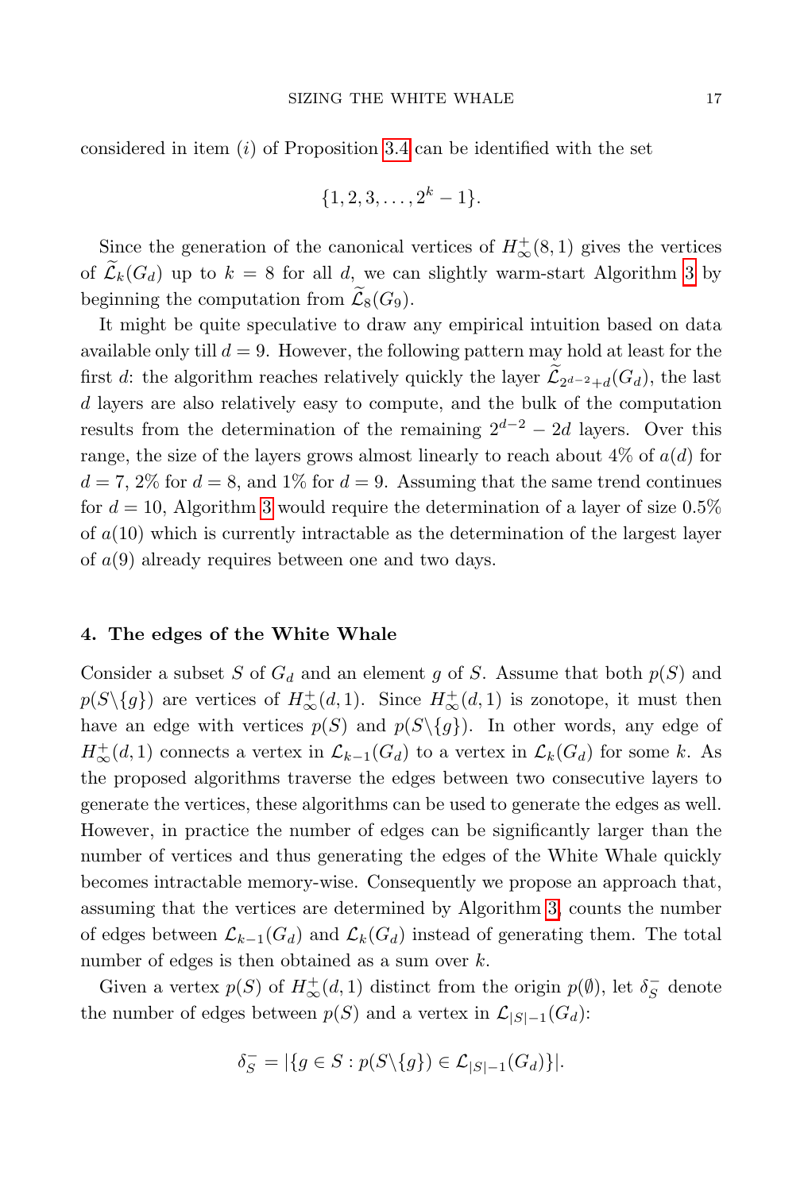considered in item $(i)$ of Proposition 3.4 can be identified with the set

$$\{1, 2, 3, \ldots, 2^k - 1\}.$$

Since the generation of the canonical vertices of $H_\infty^+(8,1)$ gives the vertices of $\widetilde{\mathcal{L}}_k(G_d)$ up to $k = 8$ for all $d$, we can slightly warm-start Algorithm 3 by beginning the computation from $\widetilde{\mathcal{L}}_8(G_9)$.

It might be quite speculative to draw any empirical intuition based on data available only till $d = 9$. However, the following pattern may hold at least for the first $d$: the algorithm reaches relatively quickly the layer $\widetilde{\mathcal{L}}_{2^{d-2}+d}(G_d)$, the last $d$ layers are also relatively easy to compute, and the bulk of the computation results from the determination of the remaining $2^{d-2} - 2d$ layers. Over this range, the size of the layers grows almost linearly to reach about 4% of $a(d)$ for $d = 7$, 2% for $d = 8$, and 1% for $d = 9$. Assuming that the same trend continues for $d = 10$, Algorithm 3 would require the determination of a layer of size 0.5% of $a(10)$ which is currently intractable as the determination of the largest layer of $a(9)$ already requires between one and two days.

## 4. The edges of the White Whale

Consider a subset $S$ of $G_d$ and an element $g$ of $S$. Assume that both $p(S)$ and $p(S\backslash\{g\})$ are vertices of $H_\infty^+(d,1)$. Since $H_\infty^+(d,1)$ is zonotope, it must then have an edge with vertices $p(S)$ and $p(S\backslash\{g\})$. In other words, any edge of $H_\infty^+(d,1)$ connects a vertex in $\mathcal{L}_{k-1}(G_d)$ to a vertex in $\mathcal{L}_k(G_d)$ for some $k$. As the proposed algorithms traverse the edges between two consecutive layers to generate the vertices, these algorithms can be used to generate the edges as well. However, in practice the number of edges can be significantly larger than the number of vertices and thus generating the edges of the White Whale quickly becomes intractable memory-wise. Consequently we propose an approach that, assuming that the vertices are determined by Algorithm 3, counts the number of edges between $\mathcal{L}_{k-1}(G_d)$ and $\mathcal{L}_k(G_d)$ instead of generating them. The total number of edges is then obtained as a sum over $k$.

Given a vertex $p(S)$ of $H_\infty^+(d,1)$ distinct from the origin $p(\emptyset)$, let $\delta_S^-$ denote the number of edges between $p(S)$ and a vertex in $\mathcal{L}_{|S|-1}(G_d)$:

$$\delta_S^- = |\{g \in S : p(S\backslash\{g\}) \in \mathcal{L}_{|S|-1}(G_d)\}|.$$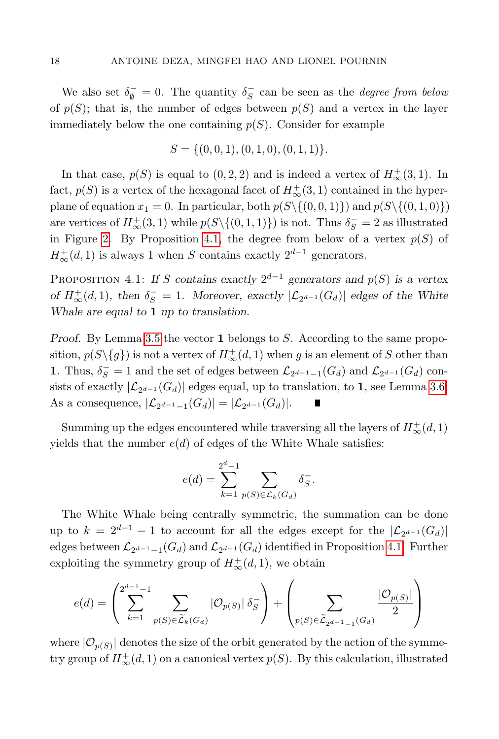We also set $\delta^-_\emptyset = 0$. The quantity $\delta^-_S$ can be seen as the *degree from below* of $p(S)$; that is, the number of edges between $p(S)$ and a vertex in the layer immediately below the one containing $p(S)$. Consider for example

$$S = \{(0,0,1),(0,1,0),(0,1,1)\}.$$

In that case, $p(S)$ is equal to $(0,2,2)$ and is indeed a vertex of $H^+_\infty(3,1)$. In fact, $p(S)$ is a vertex of the hexagonal facet of $H^+_\infty(3,1)$ contained in the hyperplane of equation $x_1 = 0$. In particular, both $p(S\backslash\{(0,0,1)\})$ and $p(S\backslash\{(0,1,0)\})$ are vertices of $H^+_\infty(3,1)$ while $p(S\backslash\{(0,1,1)\})$ is not. Thus $\delta^-_S = 2$ as illustrated in Figure 2. By Proposition 4.1, the degree from below of a vertex $p(S)$ of $H^+_\infty(d,1)$ is always 1 when $S$ contains exactly $2^{d-1}$ generators.

PROPOSITION 4.1: *If $S$ contains exactly $2^{d-1}$ generators and $p(S)$ is a vertex of $H^+_\infty(d,1)$, then $\delta^-_S = 1$. Moreover, exactly $|\mathcal{L}_{2^{d-1}}(G_d)|$ edges of the White Whale are equal to $\mathbf{1}$ up to translation.*

*Proof.* By Lemma 3.5 the vector $\mathbf{1}$ belongs to $S$. According to the same proposition, $p(S\backslash\{g\})$ is not a vertex of $H^+_\infty(d,1)$ when $g$ is an element of $S$ other than $\mathbf{1}$. Thus, $\delta^-_S = 1$ and the set of edges between $\mathcal{L}_{2^{d-1}-1}(G_d)$ and $\mathcal{L}_{2^{d-1}}(G_d)$ consists of exactly $|\mathcal{L}_{2^{d-1}}(G_d)|$ edges equal, up to translation, to $\mathbf{1}$, see Lemma 3.6. As a consequence, $|\mathcal{L}_{2^{d-1}-1}(G_d)| = |\mathcal{L}_{2^{d-1}}(G_d)|$. ∎

Summing up the edges encountered while traversing all the layers of $H^+_\infty(d,1)$ yields that the number $e(d)$ of edges of the White Whale satisfies:

$$e(d) = \sum_{k=1}^{2^d-1} \sum_{p(S)\in\mathcal{L}_k(G_d)} \delta^-_S.$$

The White Whale being centrally symmetric, the summation can be done up to $k = 2^{d-1}-1$ to account for all the edges except for the $|\mathcal{L}_{2^{d-1}}(G_d)|$ edges between $\mathcal{L}_{2^{d-1}-1}(G_d)$ and $\mathcal{L}_{2^{d-1}}(G_d)$ identified in Proposition 4.1. Further exploiting the symmetry group of $H^+_\infty(d,1)$, we obtain

$$e(d) = \left(\sum_{k=1}^{2^{d-1}-1} \sum_{p(S)\in\widetilde{\mathcal{L}}_k(G_d)} |\mathcal{O}_{p(S)}|\, \delta^-_S\right) + \left(\sum_{p(S)\in\widetilde{\mathcal{L}}_{2^{d-1}-1}(G_d)} \frac{|\mathcal{O}_{p(S)}|}{2}\right)$$

where $|\mathcal{O}_{p(S)}|$ denotes the size of the orbit generated by the action of the symmetry group of $H^+_\infty(d,1)$ on a canonical vertex $p(S)$. By this calculation, illustrated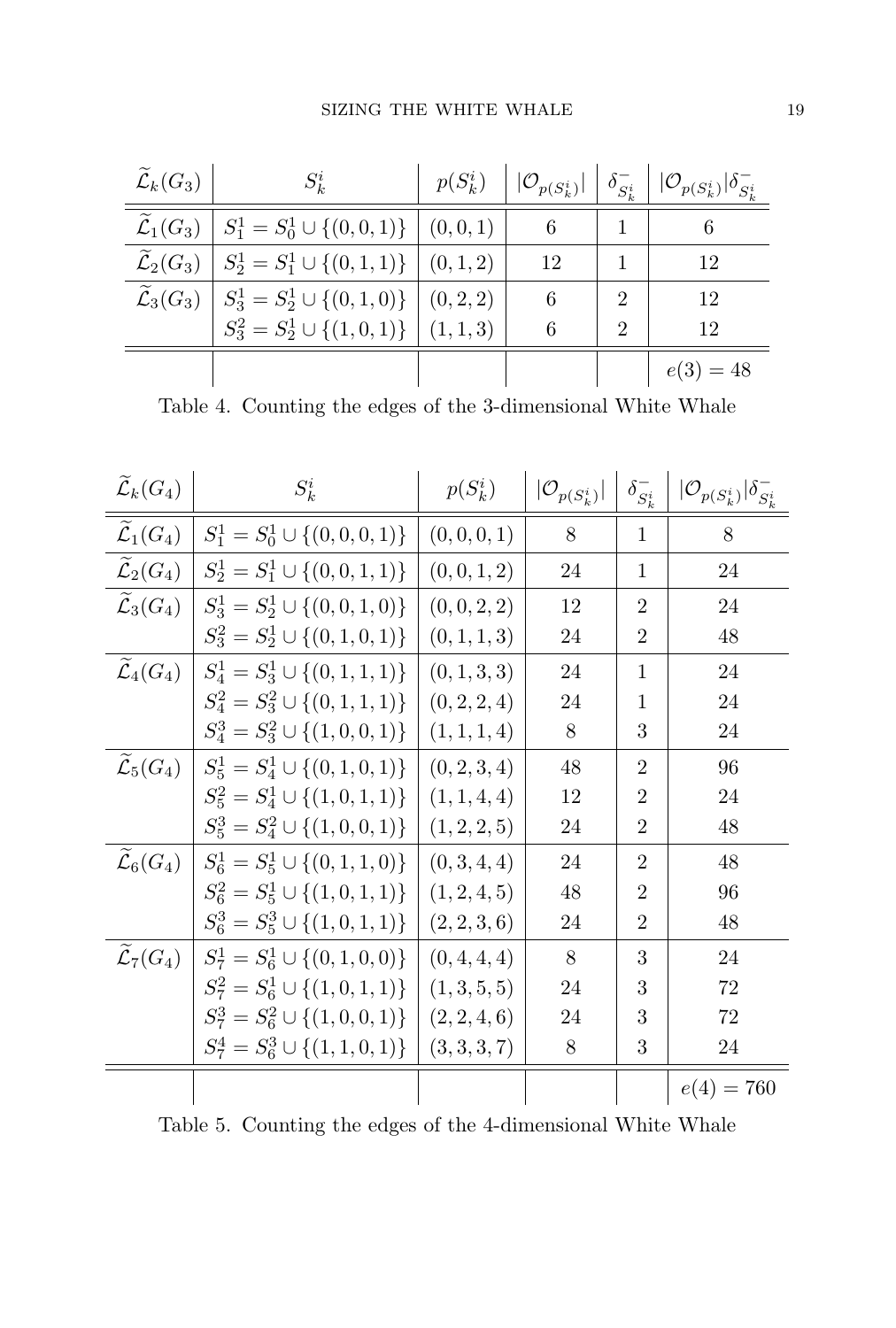| $\widetilde{\mathcal{L}}_k(G_3)$ | $S_k^i$ | $p(S_k^i)$ | $\lvert\mathcal{O}_{p(S_k^i)}\rvert$ | $\delta^-_{S_k^i}$ | $\lvert\mathcal{O}_{p(S_k^i)}\rvert\delta^-_{S_k^i}$ |
|---|---|---|---|---|---|
| $\widetilde{\mathcal{L}}_1(G_3)$ | $S_1^1 = S_0^1 \cup \{(0,0,1)\}$ | $(0,0,1)$ | 6 | 1 | 6 |
| $\widetilde{\mathcal{L}}_2(G_3)$ | $S_2^1 = S_1^1 \cup \{(0,1,1)\}$ | $(0,1,2)$ | 12 | 1 | 12 |
| $\widetilde{\mathcal{L}}_3(G_3)$ | $S_3^1 = S_2^1 \cup \{(0,1,0)\}$ | $(0,2,2)$ | 6 | 2 | 12 |
| | $S_3^2 = S_2^1 \cup \{(1,0,1)\}$ | $(1,1,3)$ | 6 | 2 | 12 |
| | | | | | $e(3) = 48$ |

Table 4. Counting the edges of the 3-dimensional White Whale

| $\widetilde{\mathcal{L}}_k(G_4)$ | $S_k^i$ | $p(S_k^i)$ | $\lvert\mathcal{O}_{p(S_k^i)}\rvert$ | $\delta^-_{S_k^i}$ | $\lvert\mathcal{O}_{p(S_k^i)}\rvert\delta^-_{S_k^i}$ |
|---|---|---|---|---|---|
| $\widetilde{\mathcal{L}}_1(G_4)$ | $S_1^1 = S_0^1 \cup \{(0,0,0,1)\}$ | $(0,0,0,1)$ | 8 | 1 | 8 |
| $\widetilde{\mathcal{L}}_2(G_4)$ | $S_2^1 = S_1^1 \cup \{(0,0,1,1)\}$ | $(0,0,1,2)$ | 24 | 1 | 24 |
| $\widetilde{\mathcal{L}}_3(G_4)$ | $S_3^1 = S_2^1 \cup \{(0,0,1,0)\}$ | $(0,0,2,2)$ | 12 | 2 | 24 |
| | $S_3^2 = S_2^1 \cup \{(0,1,0,1)\}$ | $(0,1,1,3)$ | 24 | 2 | 48 |
| $\widetilde{\mathcal{L}}_4(G_4)$ | $S_4^1 = S_3^1 \cup \{(0,1,1,1)\}$ | $(0,1,3,3)$ | 24 | 1 | 24 |
| | $S_4^2 = S_3^2 \cup \{(0,1,1,1)\}$ | $(0,2,2,4)$ | 24 | 1 | 24 |
| | $S_4^3 = S_3^2 \cup \{(1,0,0,1)\}$ | $(1,1,1,4)$ | 8 | 3 | 24 |
| $\widetilde{\mathcal{L}}_5(G_4)$ | $S_5^1 = S_4^1 \cup \{(0,1,0,1)\}$ | $(0,2,3,4)$ | 48 | 2 | 96 |
| | $S_5^2 = S_4^1 \cup \{(1,0,1,1)\}$ | $(1,1,4,4)$ | 12 | 2 | 24 |
| | $S_5^3 = S_4^2 \cup \{(1,0,0,1)\}$ | $(1,2,2,5)$ | 24 | 2 | 48 |
| $\widetilde{\mathcal{L}}_6(G_4)$ | $S_6^1 = S_5^1 \cup \{(0,1,1,0)\}$ | $(0,3,4,4)$ | 24 | 2 | 48 |
| | $S_6^2 = S_5^1 \cup \{(1,0,1,1)\}$ | $(1,2,4,5)$ | 48 | 2 | 96 |
| | $S_6^3 = S_5^3 \cup \{(1,0,1,1)\}$ | $(2,2,3,6)$ | 24 | 2 | 48 |
| $\widetilde{\mathcal{L}}_7(G_4)$ | $S_7^1 = S_6^1 \cup \{(0,1,0,0)\}$ | $(0,4,4,4)$ | 8 | 3 | 24 |
| | $S_7^2 = S_6^1 \cup \{(1,0,1,1)\}$ | $(1,3,5,5)$ | 24 | 3 | 72 |
| | $S_7^3 = S_6^2 \cup \{(1,0,0,1)\}$ | $(2,2,4,6)$ | 24 | 3 | 72 |
| | $S_7^4 = S_6^3 \cup \{(1,1,0,1)\}$ | $(3,3,3,7)$ | 8 | 3 | 24 |
| | | | | | $e(4) = 760$ |

Table 5. Counting the edges of the 4-dimensional White Whale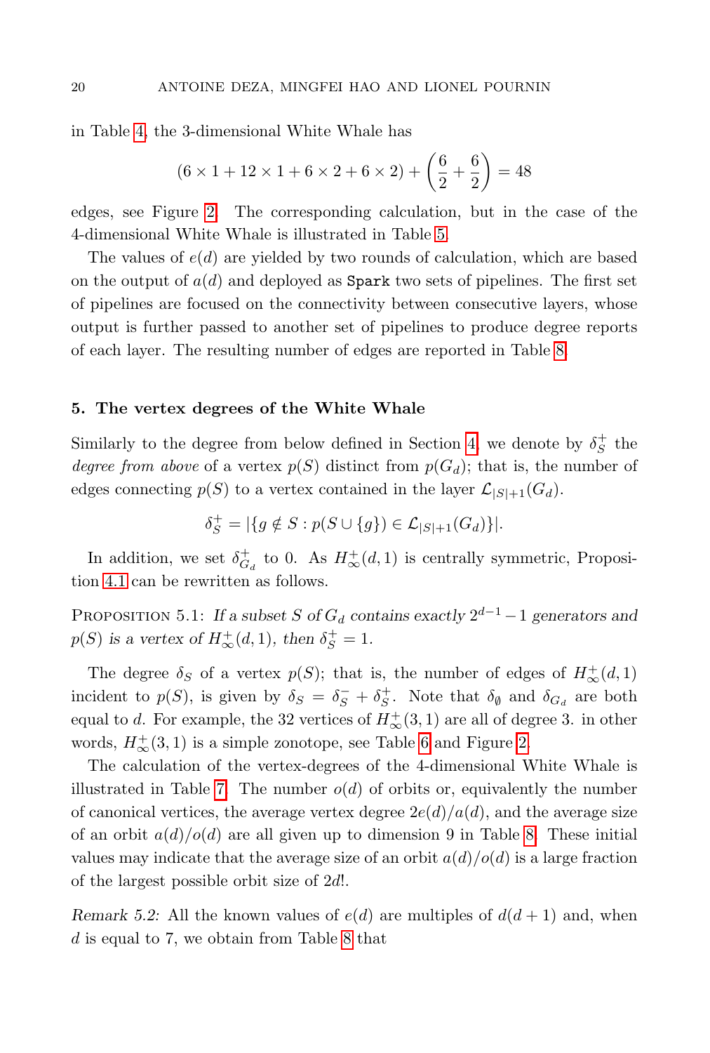in Table 4, the 3-dimensional White Whale has

$$(6 \times 1 + 12 \times 1 + 6 \times 2 + 6 \times 2) + \left(\frac{6}{2} + \frac{6}{2}\right) = 48$$

edges, see Figure 2. The corresponding calculation, but in the case of the 4-dimensional White Whale is illustrated in Table 5.

The values of $e(d)$ are yielded by two rounds of calculation, which are based on the output of $a(d)$ and deployed as `Spark` two sets of pipelines. The first set of pipelines are focused on the connectivity between consecutive layers, whose output is further passed to another set of pipelines to produce degree reports of each layer. The resulting number of edges are reported in Table 8.

## 5. The vertex degrees of the White Whale

Similarly to the degree from below defined in Section 4, we denote by $\delta_S^+$ the *degree from above* of a vertex $p(S)$ distinct from $p(G_d)$; that is, the number of edges connecting $p(S)$ to a vertex contained in the layer $\mathcal{L}_{|S|+1}(G_d)$.

$$\delta_S^+ = |\{g \notin S : p(S \cup \{g\}) \in \mathcal{L}_{|S|+1}(G_d)\}|.$$

In addition, we set $\delta_{G_d}^+$ to 0. As $H_\infty^+(d,1)$ is centrally symmetric, Proposition 4.1 can be rewritten as follows.

Proposition 5.1: *If a subset $S$ of $G_d$ contains exactly $2^{d-1}-1$ generators and $p(S)$ is a vertex of $H_\infty^+(d,1)$, then $\delta_S^+ = 1$.*

The degree $\delta_S$ of a vertex $p(S)$; that is, the number of edges of $H_\infty^+(d,1)$ incident to $p(S)$, is given by $\delta_S = \delta_S^- + \delta_S^+$. Note that $\delta_\emptyset$ and $\delta_{G_d}$ are both equal to $d$. For example, the 32 vertices of $H_\infty^+(3,1)$ are all of degree 3. in other words, $H_\infty^+(3,1)$ is a simple zonotope, see Table 6 and Figure 2.

The calculation of the vertex-degrees of the 4-dimensional White Whale is illustrated in Table 7. The number $o(d)$ of orbits or, equivalently the number of canonical vertices, the average vertex degree $2e(d)/a(d)$, and the average size of an orbit $a(d)/o(d)$ are all given up to dimension 9 in Table 8. These initial values may indicate that the average size of an orbit $a(d)/o(d)$ is a large fraction of the largest possible orbit size of $2d!$.

*Remark 5.2:* All the known values of $e(d)$ are multiples of $d(d+1)$ and, when $d$ is equal to 7, we obtain from Table 8 that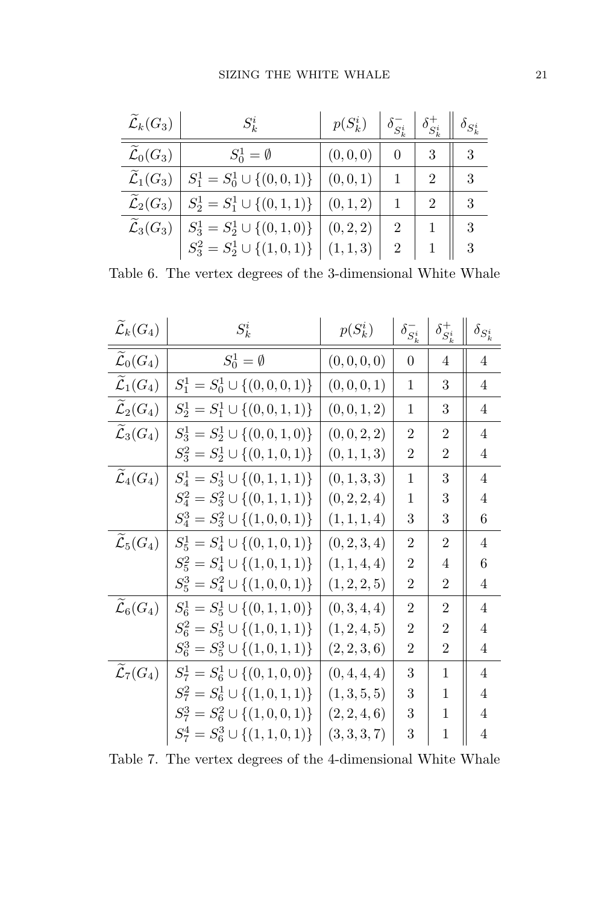| $\widetilde{\mathcal{L}}_k(G_3)$ | $S_k^i$ | $p(S_k^i)$ | $\delta^-_{S_k^i}$ | $\delta^+_{S_k^i}$ | $\delta_{S_k^i}$ |
|---|---|---|---|---|---|
| $\widetilde{\mathcal{L}}_0(G_3)$ | $S_0^1 = \emptyset$ | $(0,0,0)$ | 0 | 3 | 3 |
| $\widetilde{\mathcal{L}}_1(G_3)$ | $S_1^1 = S_0^1 \cup \{(0,0,1)\}$ | $(0,0,1)$ | 1 | 2 | 3 |
| $\widetilde{\mathcal{L}}_2(G_3)$ | $S_2^1 = S_1^1 \cup \{(0,1,1)\}$ | $(0,1,2)$ | 1 | 2 | 3 |
| $\widetilde{\mathcal{L}}_3(G_3)$ | $S_3^1 = S_2^1 \cup \{(0,1,0)\}$ | $(0,2,2)$ | 2 | 1 | 3 |
| | $S_3^2 = S_2^1 \cup \{(1,0,1)\}$ | $(1,1,3)$ | 2 | 1 | 3 |

Table 6. The vertex degrees of the 3-dimensional White Whale

| $\widetilde{\mathcal{L}}_k(G_4)$ | $S_k^i$ | $p(S_k^i)$ | $\delta^-_{S_k^i}$ | $\delta^+_{S_k^i}$ | $\delta_{S_k^i}$ |
|---|---|---|---|---|---|
| $\widetilde{\mathcal{L}}_0(G_4)$ | $S_0^1 = \emptyset$ | $(0,0,0,0)$ | 0 | 4 | 4 |
| $\widetilde{\mathcal{L}}_1(G_4)$ | $S_1^1 = S_0^1 \cup \{(0,0,0,1)\}$ | $(0,0,0,1)$ | 1 | 3 | 4 |
| $\widetilde{\mathcal{L}}_2(G_4)$ | $S_2^1 = S_1^1 \cup \{(0,0,1,1)\}$ | $(0,0,1,2)$ | 1 | 3 | 4 |
| $\widetilde{\mathcal{L}}_3(G_4)$ | $S_3^1 = S_2^1 \cup \{(0,0,1,0)\}$ | $(0,0,2,2)$ | 2 | 2 | 4 |
| | $S_3^2 = S_2^1 \cup \{(0,1,0,1)\}$ | $(0,1,1,3)$ | 2 | 2 | 4 |
| $\widetilde{\mathcal{L}}_4(G_4)$ | $S_4^1 = S_3^1 \cup \{(0,1,1,1)\}$ | $(0,1,3,3)$ | 1 | 3 | 4 |
| | $S_4^2 = S_3^2 \cup \{(0,1,1,1)\}$ | $(0,2,2,4)$ | 1 | 3 | 4 |
| | $S_4^3 = S_3^2 \cup \{(1,0,0,1)\}$ | $(1,1,1,4)$ | 3 | 3 | 6 |
| $\widetilde{\mathcal{L}}_5(G_4)$ | $S_5^1 = S_4^1 \cup \{(0,1,0,1)\}$ | $(0,2,3,4)$ | 2 | 2 | 4 |
| | $S_5^2 = S_4^1 \cup \{(1,0,1,1)\}$ | $(1,1,4,4)$ | 2 | 4 | 6 |
| | $S_5^3 = S_4^2 \cup \{(1,0,0,1)\}$ | $(1,2,2,5)$ | 2 | 2 | 4 |
| $\widetilde{\mathcal{L}}_6(G_4)$ | $S_6^1 = S_5^1 \cup \{(0,1,1,0)\}$ | $(0,3,4,4)$ | 2 | 2 | 4 |
| | $S_6^2 = S_5^1 \cup \{(1,0,1,1)\}$ | $(1,2,4,5)$ | 2 | 2 | 4 |
| | $S_6^3 = S_5^3 \cup \{(1,0,1,1)\}$ | $(2,2,3,6)$ | 2 | 2 | 4 |
| $\widetilde{\mathcal{L}}_7(G_4)$ | $S_7^1 = S_6^1 \cup \{(0,1,0,0)\}$ | $(0,4,4,4)$ | 3 | 1 | 4 |
| | $S_7^2 = S_6^1 \cup \{(1,0,1,1)\}$ | $(1,3,5,5)$ | 3 | 1 | 4 |
| | $S_7^3 = S_6^2 \cup \{(1,0,0,1)\}$ | $(2,2,4,6)$ | 3 | 1 | 4 |
| | $S_7^4 = S_6^3 \cup \{(1,1,0,1)\}$ | $(3,3,3,7)$ | 3 | 1 | 4 |

Table 7. The vertex degrees of the 4-dimensional White Whale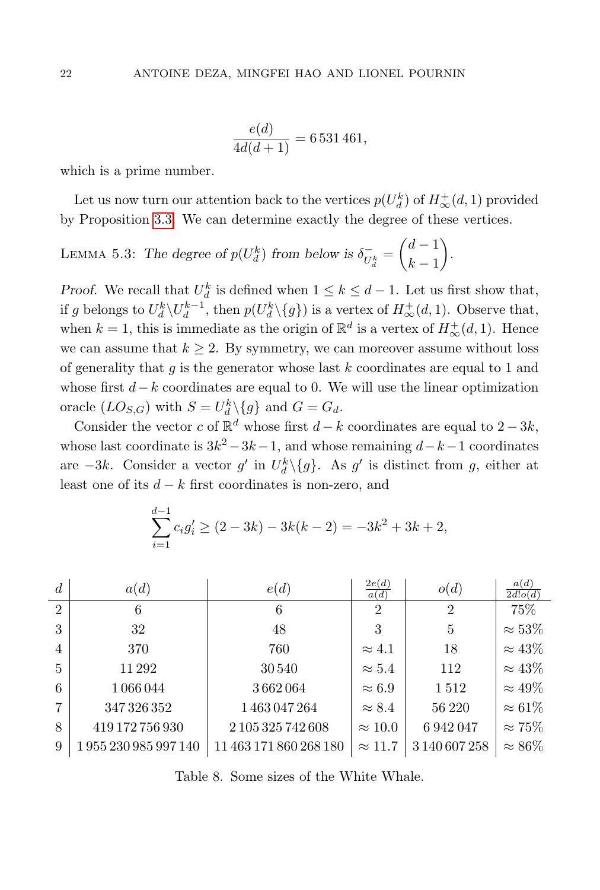$$\frac{e(d)}{4d(d+1)} = 6\,531\,461,$$

which is a prime number.

Let us now turn our attention back to the vertices $p(U_d^k)$ of $H_\infty^+(d,1)$ provided by Proposition 3.3. We can determine exactly the degree of these vertices.

LEMMA 5.3: *The degree of $p(U_d^k)$ from below is $\delta^-_{U_d^k} = \displaystyle\binom{d-1}{k-1}$.*

*Proof.* We recall that $U_d^k$ is defined when $1 \leq k \leq d-1$. Let us first show that, if $g$ belongs to $U_d^k \backslash U_d^{k-1}$, then $p(U_d^k \backslash \{g\})$ is a vertex of $H_\infty^+(d,1)$. Observe that, when $k=1$, this is immediate as the origin of $\mathbb{R}^d$ is a vertex of $H_\infty^+(d,1)$. Hence we can assume that $k \geq 2$. By symmetry, we can moreover assume without loss of generality that $g$ is the generator whose last $k$ coordinates are equal to 1 and whose first $d-k$ coordinates are equal to 0. We will use the linear optimization oracle $(LO_{S,G})$ with $S = U_d^k \backslash \{g\}$ and $G = G_d$.

Consider the vector $c$ of $\mathbb{R}^d$ whose first $d-k$ coordinates are equal to $2-3k$, whose last coordinate is $3k^2-3k-1$, and whose remaining $d-k-1$ coordinates are $-3k$. Consider a vector $g'$ in $U_d^k \backslash \{g\}$. As $g'$ is distinct from $g$, either at least one of its $d-k$ first coordinates is non-zero, and

$$\sum_{i=1}^{d-1} c_i g'_i \geq (2-3k) - 3k(k-2) = -3k^2 + 3k + 2,$$

| $d$ | $a(d)$ | $e(d)$ | $\frac{2e(d)}{a(d)}$ | $o(d)$ | $\frac{a(d)}{2d!o(d)}$ |
|---|---|---|---|---|---|
| 2 | 6 | 6 | 2 | 2 | 75% |
| 3 | 32 | 48 | 3 | 5 | $\approx 53\%$ |
| 4 | 370 | 760 | $\approx 4.1$ | 18 | $\approx 43\%$ |
| 5 | 11 292 | 30 540 | $\approx 5.4$ | 112 | $\approx 43\%$ |
| 6 | 1 066 044 | 3 662 064 | $\approx 6.9$ | 1 512 | $\approx 49\%$ |
| 7 | 347 326 352 | 1 463 047 264 | $\approx 8.4$ | 56 220 | $\approx 61\%$ |
| 8 | 419 172 756 930 | 2 105 325 742 608 | $\approx 10.0$ | 6 942 047 | $\approx 75\%$ |
| 9 | 1 955 230 985 997 140 | 11 463 171 860 268 180 | $\approx 11.7$ | 3 140 607 258 | $\approx 86\%$ |

Table 8. Some sizes of the White Whale.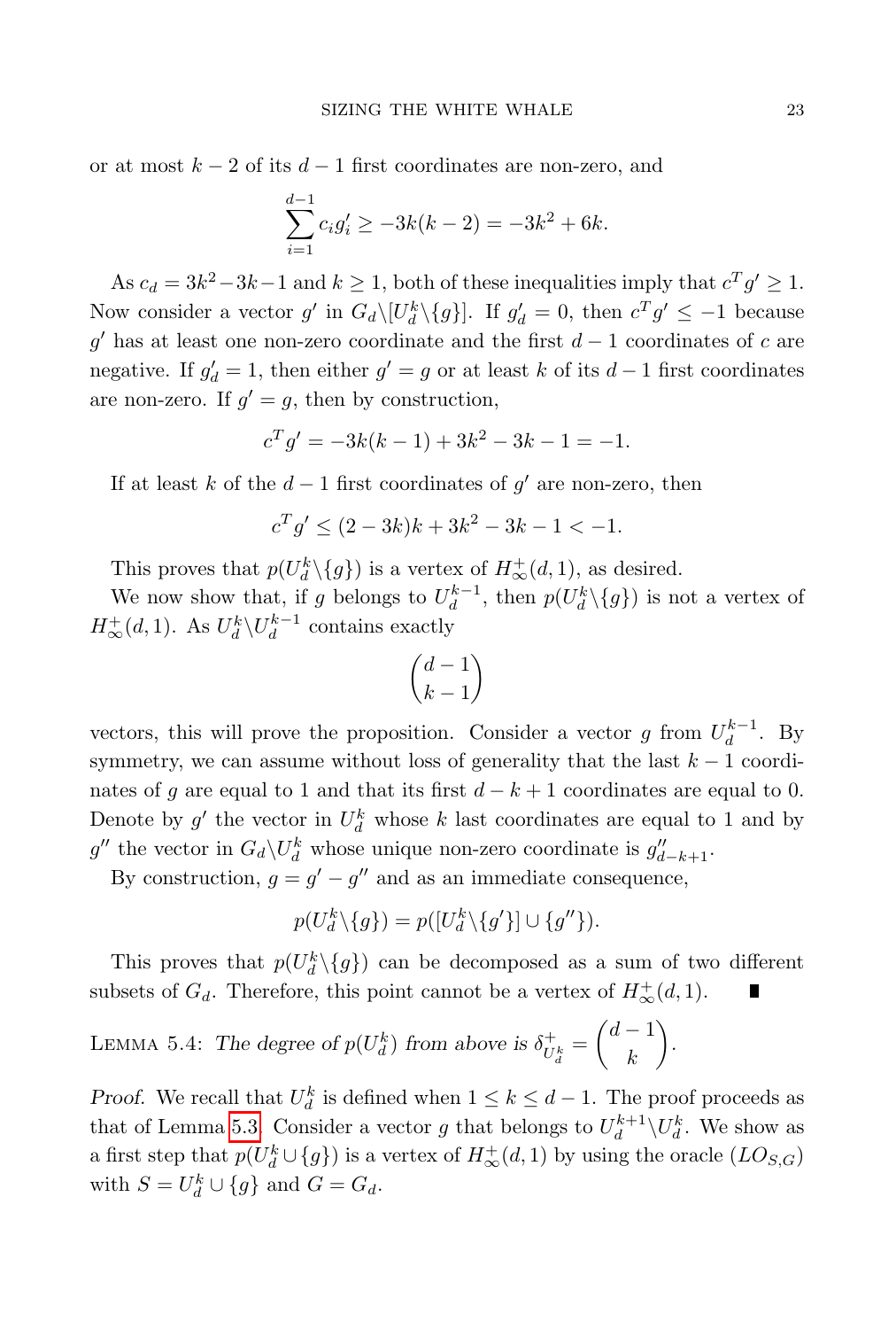or at most $k-2$ of its $d-1$ first coordinates are non-zero, and

$$\sum_{i=1}^{d-1} c_i g'_i \geq -3k(k-2) = -3k^2 + 6k.$$

As $c_d = 3k^2 - 3k - 1$ and $k \geq 1$, both of these inequalities imply that $c^T g' \geq 1$. Now consider a vector $g'$ in $G_d \backslash [U_d^k \backslash \{g\}]$. If $g'_d = 0$, then $c^T g' \leq -1$ because $g'$ has at least one non-zero coordinate and the first $d-1$ coordinates of $c$ are negative. If $g'_d = 1$, then either $g' = g$ or at least $k$ of its $d-1$ first coordinates are non-zero. If $g' = g$, then by construction,

$$c^T g' = -3k(k-1) + 3k^2 - 3k - 1 = -1.$$

If at least $k$ of the $d-1$ first coordinates of $g'$ are non-zero, then

$$c^T g' \leq (2-3k)k + 3k^2 - 3k - 1 < -1.$$

This proves that $p(U_d^k \backslash \{g\})$ is a vertex of $H_\infty^+(d,1)$, as desired.

We now show that, if $g$ belongs to $U_d^{k-1}$, then $p(U_d^k \backslash \{g\})$ is not a vertex of $H_\infty^+(d,1)$. As $U_d^k \backslash U_d^{k-1}$ contains exactly

$$\binom{d-1}{k-1}$$

vectors, this will prove the proposition. Consider a vector $g$ from $U_d^{k-1}$. By symmetry, we can assume without loss of generality that the last $k-1$ coordinates of $g$ are equal to 1 and that its first $d-k+1$ coordinates are equal to 0. Denote by $g'$ the vector in $U_d^k$ whose $k$ last coordinates are equal to 1 and by $g''$ the vector in $G_d \backslash U_d^k$ whose unique non-zero coordinate is $g''_{d-k+1}$.

By construction, $g = g' - g''$ and as an immediate consequence,

$$p(U_d^k \backslash \{g\}) = p([U_d^k \backslash \{g'\}] \cup \{g''\}).$$

This proves that $p(U_d^k \backslash \{g\})$ can be decomposed as a sum of two different subsets of $G_d$. Therefore, this point cannot be a vertex of $H_\infty^+(d,1)$. ∎

Lemma 5.4: *The degree of $p(U_d^k)$ from above is $\delta^+_{U_d^k} = \binom{d-1}{k}$.*

*Proof.* We recall that $U_d^k$ is defined when $1 \leq k \leq d-1$. The proof proceeds as that of Lemma 5.3. Consider a vector $g$ that belongs to $U_d^{k+1} \backslash U_d^k$. We show as a first step that $p(U_d^k \cup \{g\})$ is a vertex of $H_\infty^+(d,1)$ by using the oracle $(LO_{S,G})$ with $S = U_d^k \cup \{g\}$ and $G = G_d$.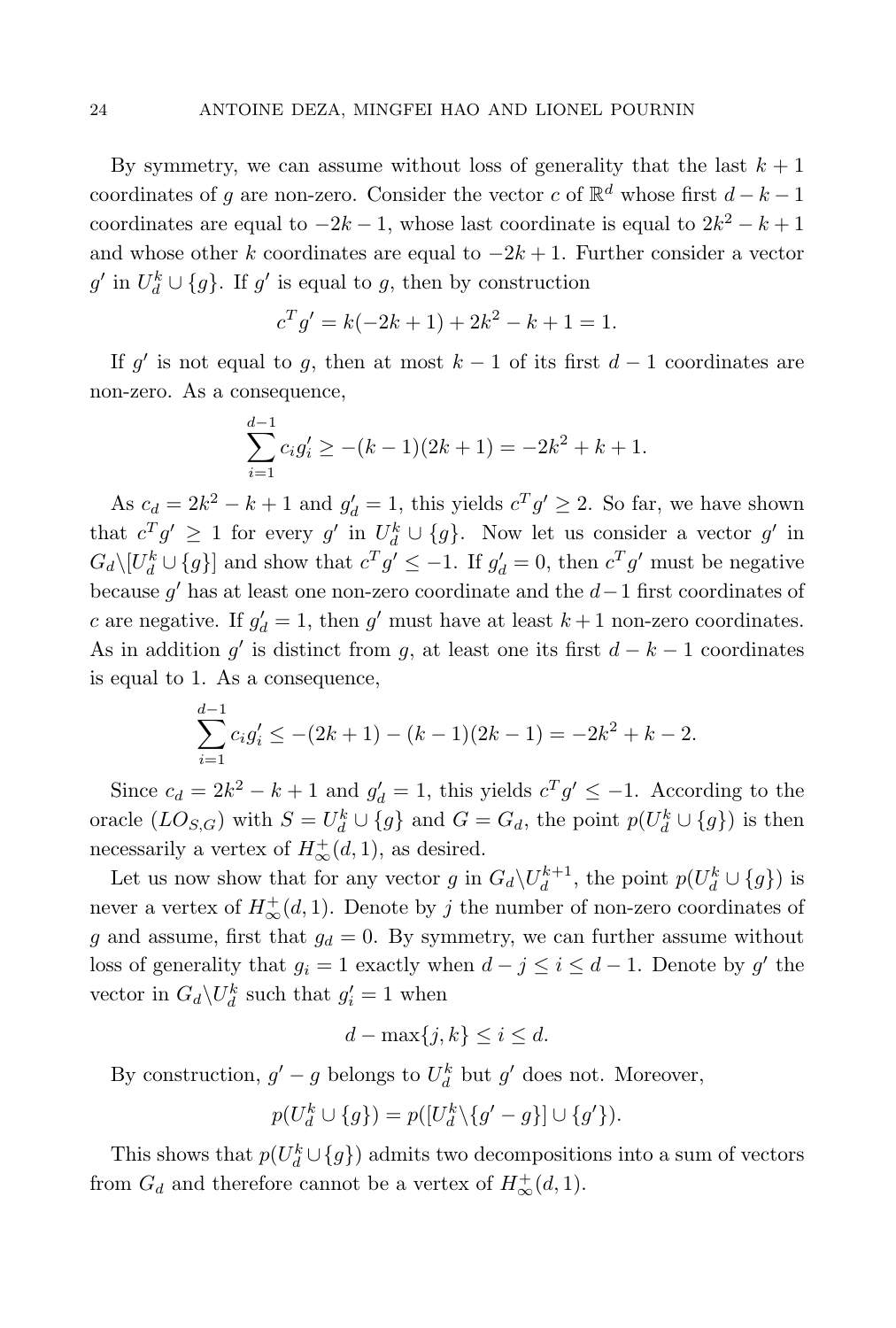By symmetry, we can assume without loss of generality that the last $k+1$ coordinates of $g$ are non-zero. Consider the vector $c$ of $\mathbb{R}^d$ whose first $d-k-1$ coordinates are equal to $-2k-1$, whose last coordinate is equal to $2k^2-k+1$ and whose other $k$ coordinates are equal to $-2k+1$. Further consider a vector $g'$ in $U_d^k \cup \{g\}$. If $g'$ is equal to $g$, then by construction

$$c^T g' = k(-2k+1) + 2k^2 - k + 1 = 1.$$

If $g'$ is not equal to $g$, then at most $k-1$ of its first $d-1$ coordinates are non-zero. As a consequence,

$$\sum_{i=1}^{d-1} c_i g'_i \geq -(k-1)(2k+1) = -2k^2 + k + 1.$$

As $c_d = 2k^2 - k + 1$ and $g'_d = 1$, this yields $c^T g' \geq 2$. So far, we have shown that $c^T g' \geq 1$ for every $g'$ in $U_d^k \cup \{g\}$. Now let us consider a vector $g'$ in $G_d \backslash [U_d^k \cup \{g\}]$ and show that $c^T g' \leq -1$. If $g'_d = 0$, then $c^T g'$ must be negative because $g'$ has at least one non-zero coordinate and the $d-1$ first coordinates of $c$ are negative. If $g'_d = 1$, then $g'$ must have at least $k+1$ non-zero coordinates. As in addition $g'$ is distinct from $g$, at least one its first $d-k-1$ coordinates is equal to 1. As a consequence,

$$\sum_{i=1}^{d-1} c_i g'_i \leq -(2k+1) - (k-1)(2k-1) = -2k^2 + k - 2.$$

Since $c_d = 2k^2 - k + 1$ and $g'_d = 1$, this yields $c^T g' \leq -1$. According to the oracle $(LO_{S,G})$ with $S = U_d^k \cup \{g\}$ and $G = G_d$, the point $p(U_d^k \cup \{g\})$ is then necessarily a vertex of $H_\infty^+(d,1)$, as desired.

Let us now show that for any vector $g$ in $G_d \backslash U_d^{k+1}$, the point $p(U_d^k \cup \{g\})$ is never a vertex of $H_\infty^+(d,1)$. Denote by $j$ the number of non-zero coordinates of $g$ and assume, first that $g_d = 0$. By symmetry, we can further assume without loss of generality that $g_i = 1$ exactly when $d-j \leq i \leq d-1$. Denote by $g'$ the vector in $G_d \backslash U_d^k$ such that $g'_i = 1$ when

$$d - \max\{j,k\} \leq i \leq d.$$

By construction, $g' - g$ belongs to $U_d^k$ but $g'$ does not. Moreover,

$$p(U_d^k \cup \{g\}) = p([U_d^k \backslash \{g' - g\}] \cup \{g'\}).$$

This shows that $p(U_d^k \cup \{g\})$ admits two decompositions into a sum of vectors from $G_d$ and therefore cannot be a vertex of $H_\infty^+(d,1)$.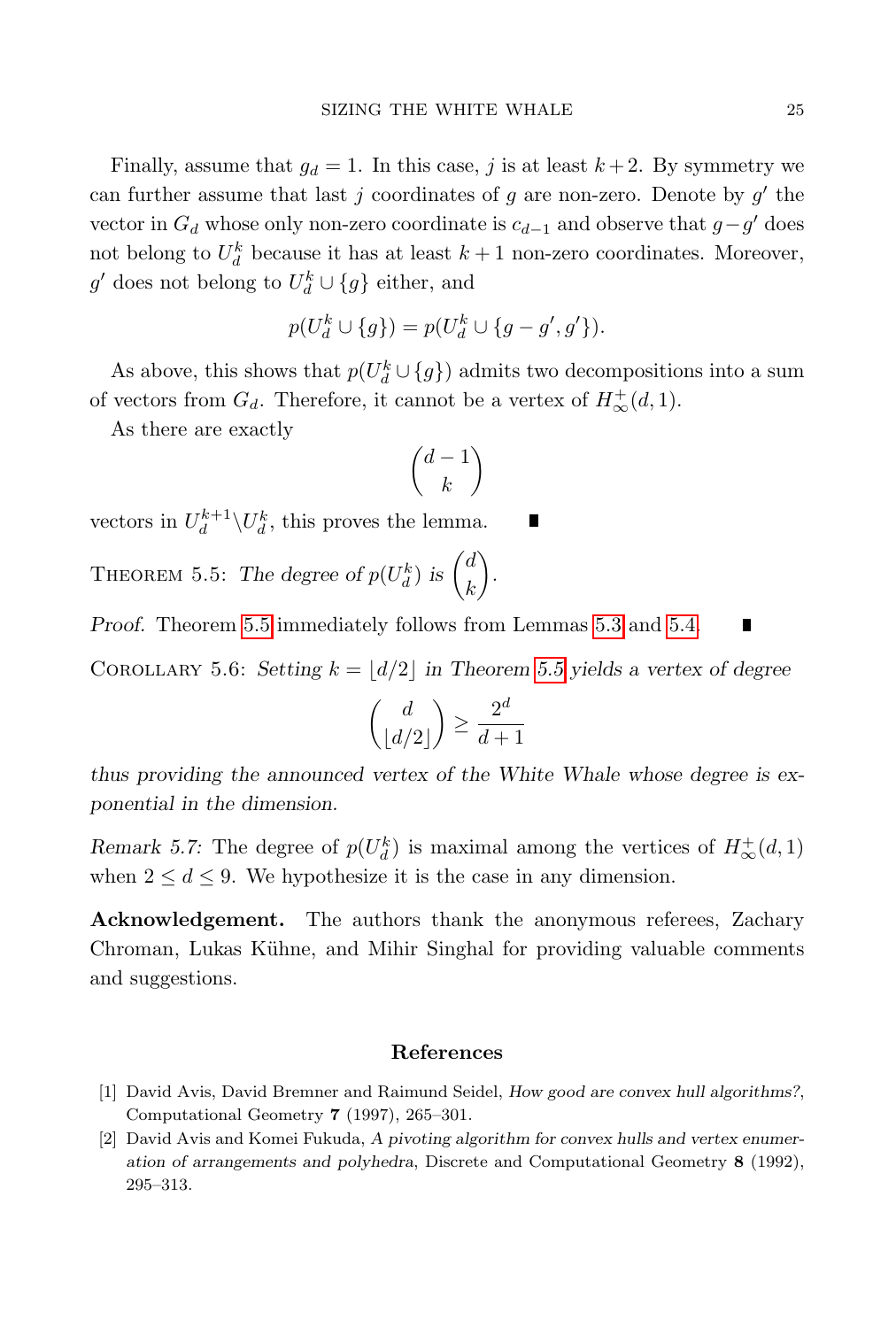Finally, assume that $g_d = 1$. In this case, $j$ is at least $k+2$. By symmetry we can further assume that last $j$ coordinates of $g$ are non-zero. Denote by $g'$ the vector in $G_d$ whose only non-zero coordinate is $c_{d-1}$ and observe that $g - g'$ does not belong to $U_d^k$ because it has at least $k+1$ non-zero coordinates. Moreover, $g'$ does not belong to $U_d^k \cup \{g\}$ either, and

$$p(U_d^k \cup \{g\}) = p(U_d^k \cup \{g - g', g'\}).$$

As above, this shows that $p(U_d^k \cup \{g\})$ admits two decompositions into a sum of vectors from $G_d$. Therefore, it cannot be a vertex of $H_\infty^+(d,1)$.

As there are exactly

$$\binom{d-1}{k}$$

vectors in $U_d^{k+1} \backslash U_d^k$, this proves the lemma. ∎

THEOREM 5.5: *The degree of* $p(U_d^k)$ *is* $\binom{d}{k}$.

*Proof.* Theorem 5.5 immediately follows from Lemmas 5.3 and 5.4. ∎

COROLLARY 5.6: *Setting* $k = \lfloor d/2 \rfloor$ *in Theorem 5.5 yields a vertex of degree*

$$\binom{d}{\lfloor d/2 \rfloor} \geq \frac{2^d}{d+1}$$

*thus providing the announced vertex of the White Whale whose degree is exponential in the dimension.*

*Remark 5.7:* The degree of $p(U_d^k)$ is maximal among the vertices of $H_\infty^+(d,1)$ when $2 \leq d \leq 9$. We hypothesize it is the case in any dimension.

**Acknowledgement.** The authors thank the anonymous referees, Zachary Chroman, Lukas Kühne, and Mihir Singhal for providing valuable comments and suggestions.

## References

[1] David Avis, David Bremner and Raimund Seidel, *How good are convex hull algorithms?*, Computational Geometry **7** (1997), 265–301.

[2] David Avis and Komei Fukuda, *A pivoting algorithm for convex hulls and vertex enumeration of arrangements and polyhedra*, Discrete and Computational Geometry **8** (1992), 295–313.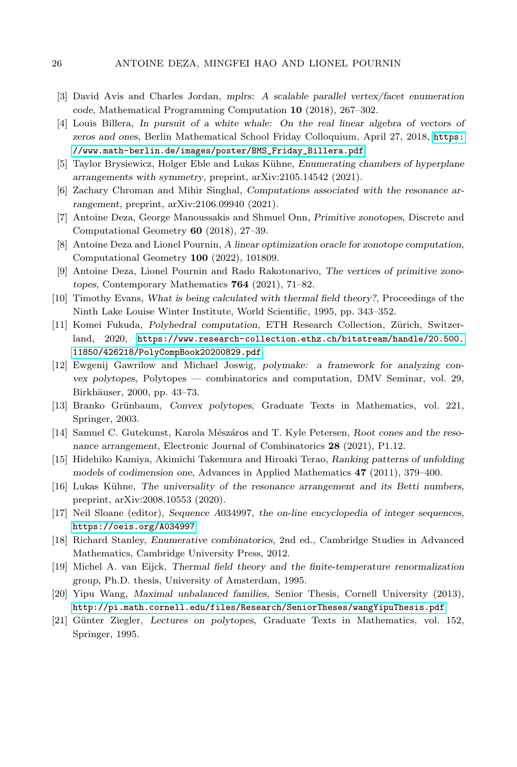[3] David Avis and Charles Jordan, *mplrs: A scalable parallel vertex/facet enumeration code*, Mathematical Programming Computation **10** (2018), 267–302.

[4] Louis Billera, *In pursuit of a white whale: On the real linear algebra of vectors of zeros and ones*, Berlin Mathematical School Friday Colloquium, April 27, 2018, https://www.math-berlin.de/images/poster/BMS_Friday_Billera.pdf

[5] Taylor Brysiewicz, Holger Eble and Lukas Kühne, *Enumerating chambers of hyperplane arrangements with symmetry*, preprint, arXiv:2105.14542 (2021).

[6] Zachary Chroman and Mihir Singhal, *Computations associated with the resonance arrangement*, preprint, arXiv:2106.09940 (2021).

[7] Antoine Deza, George Manoussakis and Shmuel Onn, *Primitive zonotopes*, Discrete and Computational Geometry **60** (2018), 27–39.

[8] Antoine Deza and Lionel Pournin, *A linear optimization oracle for zonotope computation*, Computational Geometry **100** (2022), 101809.

[9] Antoine Deza, Lionel Pournin and Rado Rakotonarivo, *The vertices of primitive zonotopes*, Contemporary Mathematics **764** (2021), 71–82.

[10] Timothy Evans, *What is being calculated with thermal field theory?*, Proceedings of the Ninth Lake Louise Winter Institute, World Scientific, 1995, pp. 343–352.

[11] Komei Fukuda, *Polyhedral computation*, ETH Research Collection, Zürich, Switzerland, 2020, https://www.research-collection.ethz.ch/bitstream/handle/20.500.11850/426218/PolyCompBook20200829.pdf

[12] Ewgenij Gawrilow and Michael Joswig, *polymake: a framework for analyzing convex polytopes*, Polytopes — combinatorics and computation, DMV Seminar, vol. 29, Birkhäuser, 2000, pp. 43–73.

[13] Branko Grünbaum, *Convex polytopes*, Graduate Texts in Mathematics, vol. 221, Springer, 2003.

[14] Samuel C. Gutekunst, Karola Mészáros and T. Kyle Petersen, *Root cones and the resonance arrangement*, Electronic Journal of Combinatorics **28** (2021), P1.12.

[15] Hidehiko Kamiya, Akimichi Takemura and Hiroaki Terao, *Ranking patterns of unfolding models of codimension one*, Advances in Applied Mathematics **47** (2011), 379–400.

[16] Lukas Kühne, *The universality of the resonance arrangement and its Betti numbers*, preprint, arXiv:2008.10553 (2020).

[17] Neil Sloane (editor), *Sequence A034997, the on-line encyclopedia of integer sequences*, https://oeis.org/A034997

[18] Richard Stanley, *Enumerative combinatorics*, 2nd ed., Cambridge Studies in Advanced Mathematics, Cambridge University Press, 2012.

[19] Michel A. van Eijck, *Thermal field theory and the finite-temperature renormalization group*, Ph.D. thesis, University of Amsterdam, 1995.

[20] Yipu Wang, *Maximal unbalanced families*, Senior Thesis, Cornell University (2013), http://pi.math.cornell.edu/files/Research/SeniorTheses/wangYipuThesis.pdf

[21] Günter Ziegler, *Lectures on polytopes*, Graduate Texts in Mathematics, vol. 152, Springer, 1995.